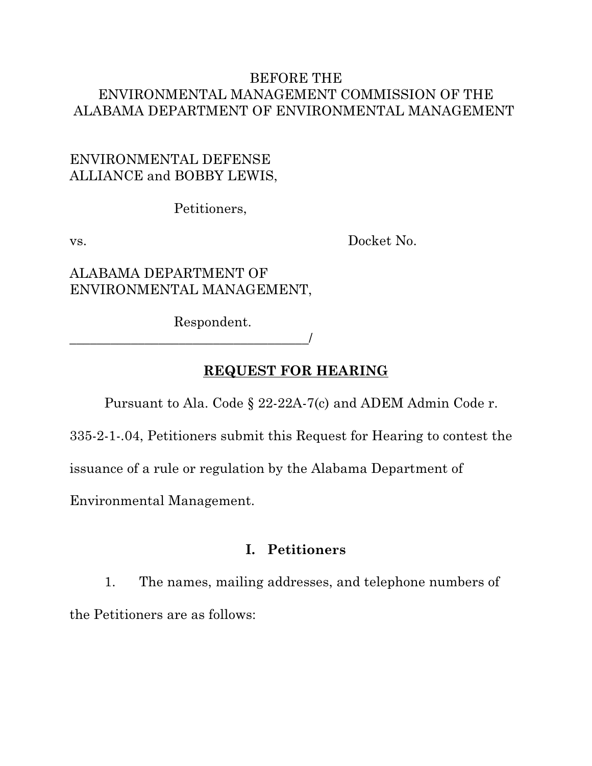BEFORE THE
ENVIRONMENTAL MANAGEMENT COMMISSION OF THE
ALABAMA DEPARTMENT OF ENVIRONMENTAL MANAGEMENT

ENVIRONMENTAL DEFENSE ALLIANCE and BOBBY LEWIS,

Petitioners,

vs. Docket No.

ALABAMA DEPARTMENT OF ENVIRONMENTAL MANAGEMENT,

Respondent.
_____________________________________/

## REQUEST FOR HEARING

Pursuant to Ala. Code § 22-22A-7(c) and ADEM Admin Code r. 335-2-1-.04, Petitioners submit this Request for Hearing to contest the issuance of a rule or regulation by the Alabama Department of Environmental Management.

## I. Petitioners

1. The names, mailing addresses, and telephone numbers of the Petitioners are as follows: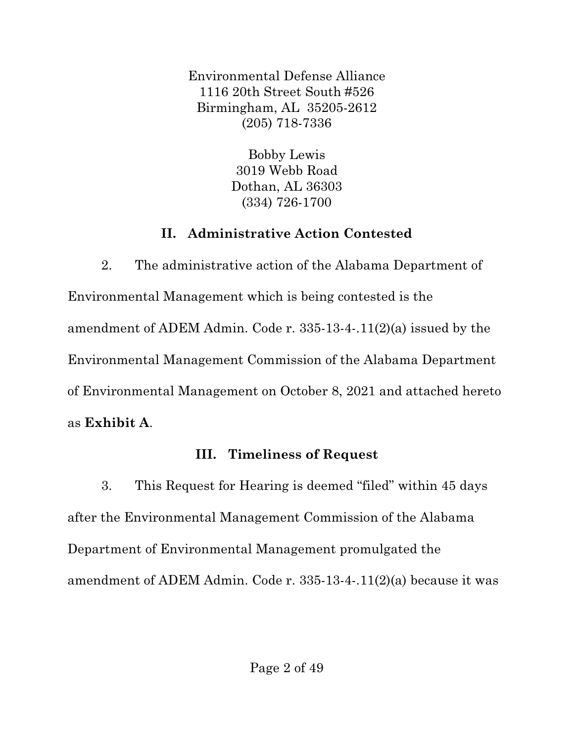Environmental Defense Alliance
1116 20th Street South #526
Birmingham, AL 35205-2612
(205) 718-7336

Bobby Lewis
3019 Webb Road
Dothan, AL 36303
(334) 726-1700

## II. Administrative Action Contested

2. The administrative action of the Alabama Department of Environmental Management which is being contested is the amendment of ADEM Admin. Code r. 335-13-4-.11(2)(a) issued by the Environmental Management Commission of the Alabama Department of Environmental Management on October 8, 2021 and attached hereto as **Exhibit A**.

## III. Timeliness of Request

3. This Request for Hearing is deemed "filed" within 45 days after the Environmental Management Commission of the Alabama Department of Environmental Management promulgated the amendment of ADEM Admin. Code r. 335-13-4-.11(2)(a) because it was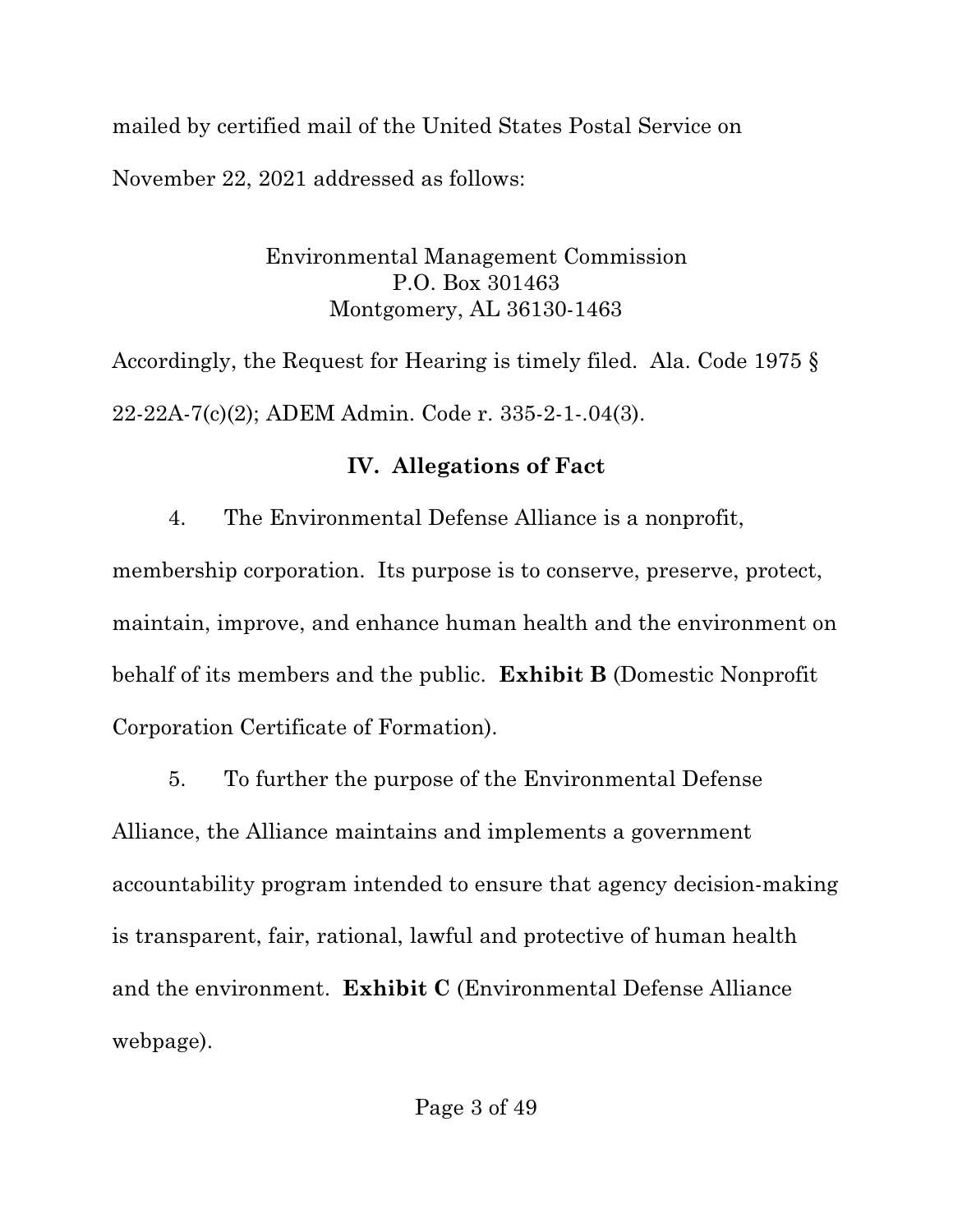mailed by certified mail of the United States Postal Service on November 22, 2021 addressed as follows:

Environmental Management Commission
P.O. Box 301463
Montgomery, AL 36130-1463

Accordingly, the Request for Hearing is timely filed. Ala. Code 1975 § 22-22A-7(c)(2); ADEM Admin. Code r. 335-2-1-.04(3).

## IV. Allegations of Fact

4. The Environmental Defense Alliance is a nonprofit, membership corporation. Its purpose is to conserve, preserve, protect, maintain, improve, and enhance human health and the environment on behalf of its members and the public. **Exhibit B** (Domestic Nonprofit Corporation Certificate of Formation).

5. To further the purpose of the Environmental Defense Alliance, the Alliance maintains and implements a government accountability program intended to ensure that agency decision-making is transparent, fair, rational, lawful and protective of human health and the environment. **Exhibit C** (Environmental Defense Alliance webpage).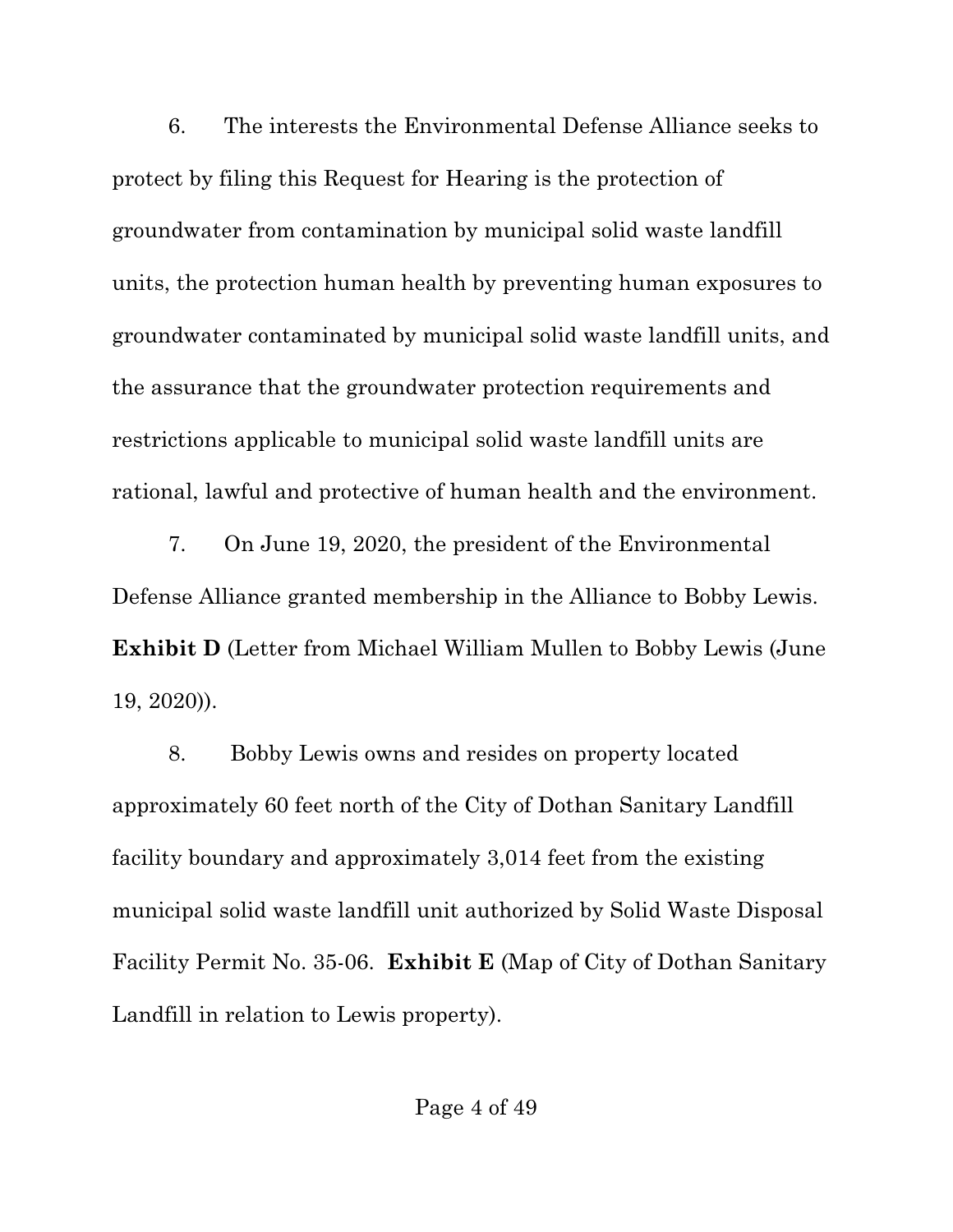6. The interests the Environmental Defense Alliance seeks to protect by filing this Request for Hearing is the protection of groundwater from contamination by municipal solid waste landfill units, the protection human health by preventing human exposures to groundwater contaminated by municipal solid waste landfill units, and the assurance that the groundwater protection requirements and restrictions applicable to municipal solid waste landfill units are rational, lawful and protective of human health and the environment.

7. On June 19, 2020, the president of the Environmental Defense Alliance granted membership in the Alliance to Bobby Lewis. **Exhibit D** (Letter from Michael William Mullen to Bobby Lewis (June 19, 2020)).

8. Bobby Lewis owns and resides on property located approximately 60 feet north of the City of Dothan Sanitary Landfill facility boundary and approximately 3,014 feet from the existing municipal solid waste landfill unit authorized by Solid Waste Disposal Facility Permit No. 35-06. **Exhibit E** (Map of City of Dothan Sanitary Landfill in relation to Lewis property).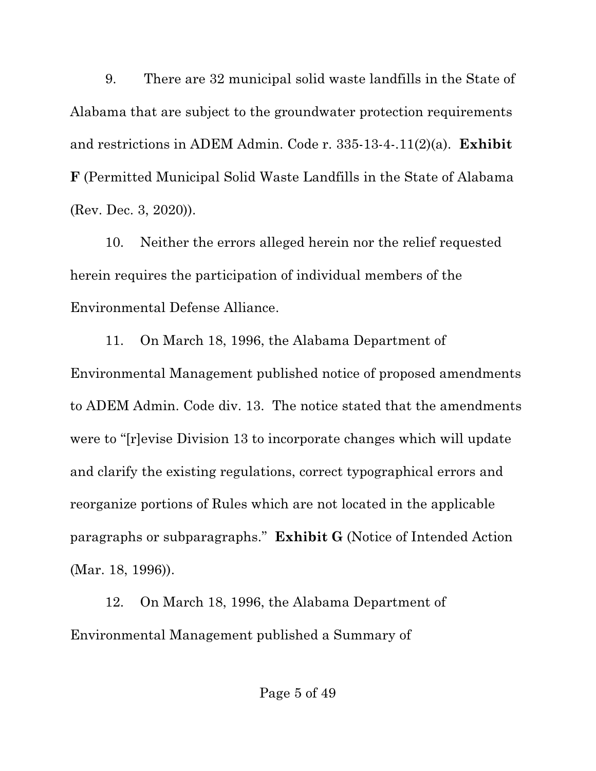9. There are 32 municipal solid waste landfills in the State of Alabama that are subject to the groundwater protection requirements and restrictions in ADEM Admin. Code r. 335-13-4-.11(2)(a). **Exhibit F** (Permitted Municipal Solid Waste Landfills in the State of Alabama (Rev. Dec. 3, 2020)).

10. Neither the errors alleged herein nor the relief requested herein requires the participation of individual members of the Environmental Defense Alliance.

11. On March 18, 1996, the Alabama Department of Environmental Management published notice of proposed amendments to ADEM Admin. Code div. 13. The notice stated that the amendments were to "[r]evise Division 13 to incorporate changes which will update and clarify the existing regulations, correct typographical errors and reorganize portions of Rules which are not located in the applicable paragraphs or subparagraphs." **Exhibit G** (Notice of Intended Action (Mar. 18, 1996)).

12. On March 18, 1996, the Alabama Department of Environmental Management published a Summary of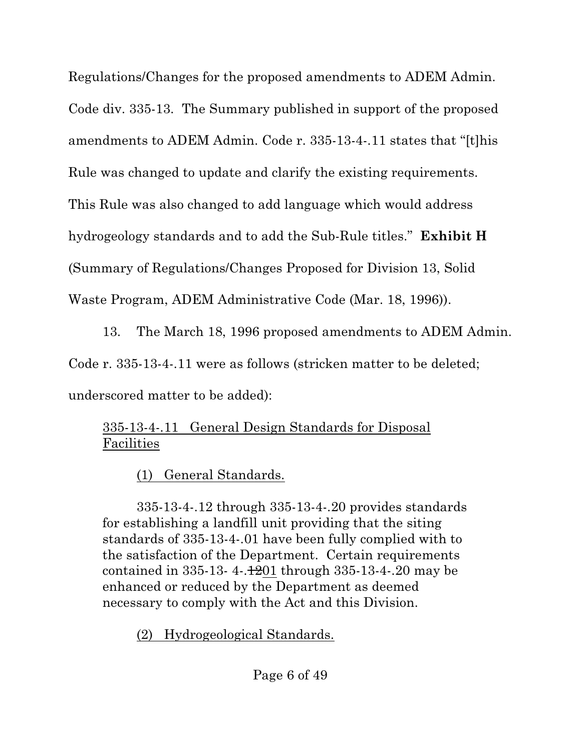Regulations/Changes for the proposed amendments to ADEM Admin. Code div. 335-13. The Summary published in support of the proposed amendments to ADEM Admin. Code r. 335-13-4-.11 states that "[t]his Rule was changed to update and clarify the existing requirements. This Rule was also changed to add language which would address hydrogeology standards and to add the Sub-Rule titles." **Exhibit H** (Summary of Regulations/Changes Proposed for Division 13, Solid Waste Program, ADEM Administrative Code (Mar. 18, 1996)).

13. The March 18, 1996 proposed amendments to ADEM Admin. Code r. 335-13-4-.11 were as follows (stricken matter to be deleted; underscored matter to be added):

> <u>335-13-4-.11 General Design Standards for Disposal Facilities</u>
>
> <u>(1) General Standards.</u>
>
> 335-13-4-.12 through 335-13-4-.20 provides standards for establishing a landfill unit providing that the siting standards of 335-13-4-.01 have been fully complied with to the satisfaction of the Department. Certain requirements contained in 335-13- 4-.~~12~~<u>01</u> through 335-13-4-.20 may be enhanced or reduced by the Department as deemed necessary to comply with the Act and this Division.
>
> <u>(2) Hydrogeological Standards.</u>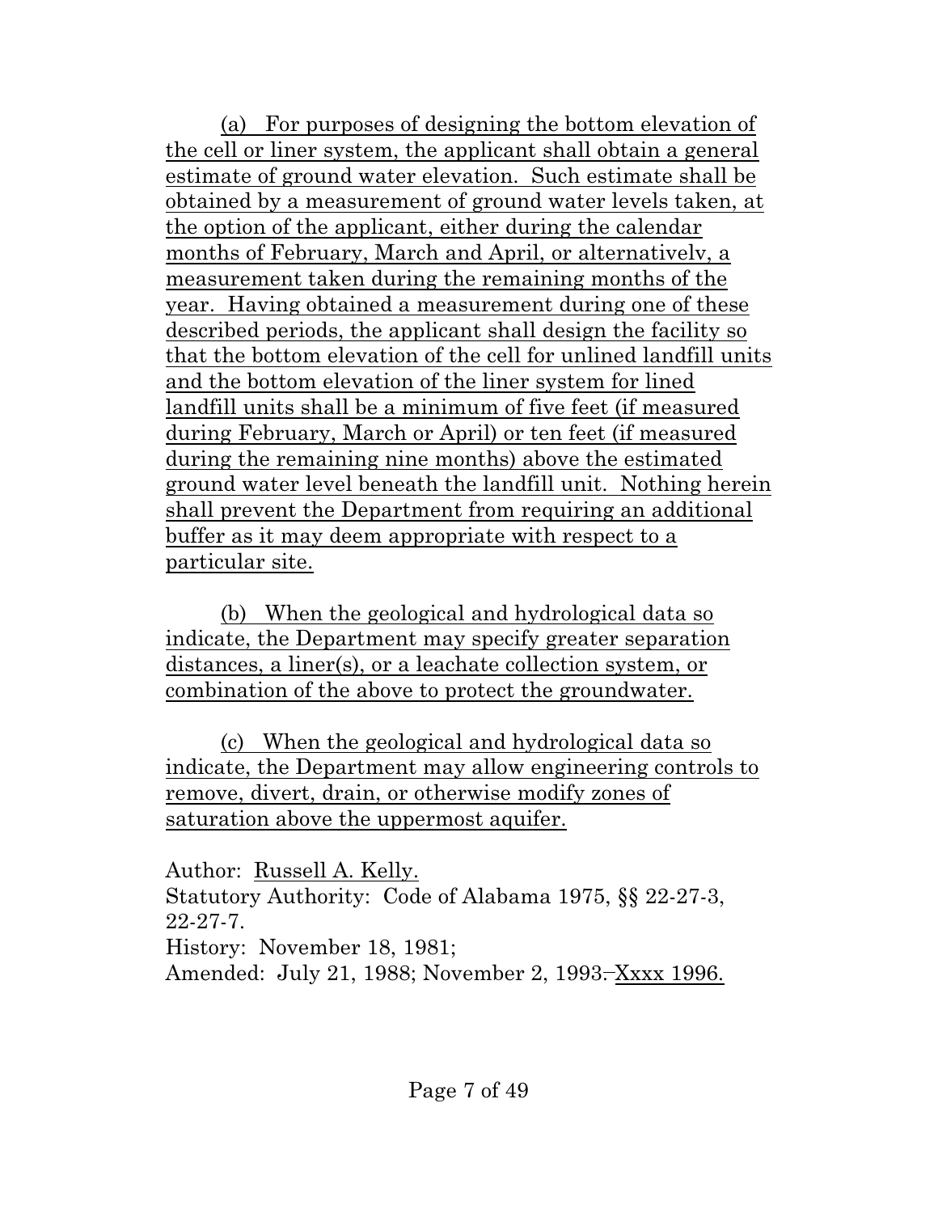(a) For purposes of designing the bottom elevation of the cell or liner system, the applicant shall obtain a general estimate of ground water elevation. Such estimate shall be obtained by a measurement of ground water levels taken, at the option of the applicant, either during the calendar months of February, March and April, or alternativelv, a measurement taken during the remaining months of the year. Having obtained a measurement during one of these described periods, the applicant shall design the facility so that the bottom elevation of the cell for unlined landfill units and the bottom elevation of the liner system for lined landfill units shall be a minimum of five feet (if measured during February, March or April) or ten feet (if measured during the remaining nine months) above the estimated ground water level beneath the landfill unit. Nothing herein shall prevent the Department from requiring an additional buffer as it may deem appropriate with respect to a particular site.

(b) When the geological and hydrological data so indicate, the Department may specify greater separation distances, a liner(s), or a leachate collection system, or combination of the above to protect the groundwater.

(c) When the geological and hydrological data so indicate, the Department may allow engineering controls to remove, divert, drain, or otherwise modify zones of saturation above the uppermost aquifer.

Author: Russell A. Kelly.
Statutory Authority: Code of Alabama 1975, §§ 22-27-3, 22-27-7.
History: November 18, 1981;
Amended: July 21, 1988; November 2, 1993. Xxxx 1996.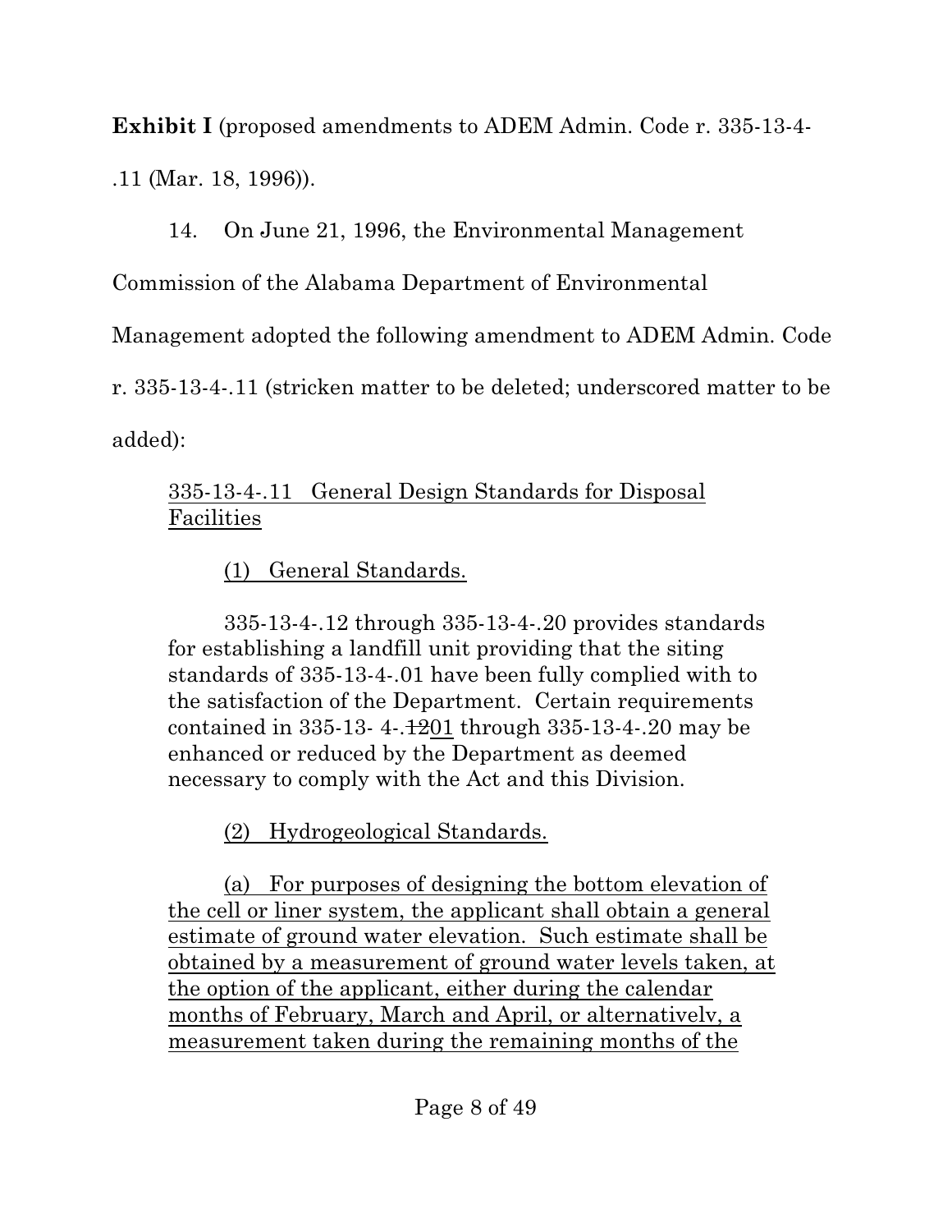**Exhibit I** (proposed amendments to ADEM Admin. Code r. 335-13-4-.11 (Mar. 18, 1996)).

14. On June 21, 1996, the Environmental Management Commission of the Alabama Department of Environmental Management adopted the following amendment to ADEM Admin. Code r. 335-13-4-.11 (stricken matter to be deleted; underscored matter to be added):

> <u>335-13-4-.11 General Design Standards for Disposal Facilities</u>
>
> <u>(1) General Standards.</u>
>
> 335-13-4-.12 through 335-13-4-.20 provides standards for establishing a landfill unit providing that the siting standards of 335-13-4-.01 have been fully complied with to the satisfaction of the Department. Certain requirements contained in 335-13- 4-.~~12~~<u>01</u> through 335-13-4-.20 may be enhanced or reduced by the Department as deemed necessary to comply with the Act and this Division.
>
> <u>(2) Hydrogeological Standards.</u>
>
> <u>(a) For purposes of designing the bottom elevation of the cell or liner system, the applicant shall obtain a general estimate of ground water elevation. Such estimate shall be obtained by a measurement of ground water levels taken, at the option of the applicant, either during the calendar months of February, March and April, or alternativelv, a measurement taken during the remaining months of the</u>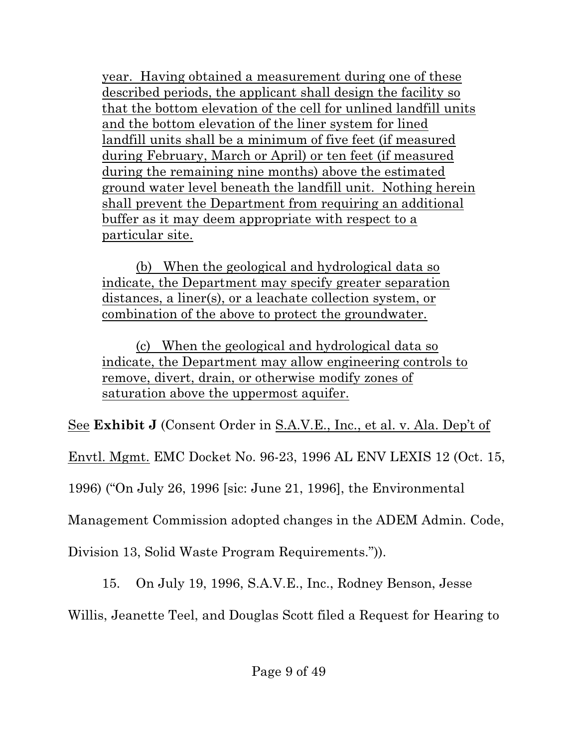year. Having obtained a measurement during one of these described periods, the applicant shall design the facility so that the bottom elevation of the cell for unlined landfill units and the bottom elevation of the liner system for lined landfill units shall be a minimum of five feet (if measured during February, March or April) or ten feet (if measured during the remaining nine months) above the estimated ground water level beneath the landfill unit. Nothing herein shall prevent the Department from requiring an additional buffer as it may deem appropriate with respect to a particular site.

> (b) When the geological and hydrological data so indicate, the Department may specify greater separation distances, a liner(s), or a leachate collection system, or combination of the above to protect the groundwater.
>
> (c) When the geological and hydrological data so indicate, the Department may allow engineering controls to remove, divert, drain, or otherwise modify zones of saturation above the uppermost aquifer.

See **Exhibit J** (Consent Order in S.A.V.E., Inc., et al. v. Ala. Dep't of Envtl. Mgmt. EMC Docket No. 96-23, 1996 AL ENV LEXIS 12 (Oct. 15, 1996) ("On July 26, 1996 [sic: June 21, 1996], the Environmental Management Commission adopted changes in the ADEM Admin. Code, Division 13, Solid Waste Program Requirements.")).

15. On July 19, 1996, S.A.V.E., Inc., Rodney Benson, Jesse Willis, Jeanette Teel, and Douglas Scott filed a Request for Hearing to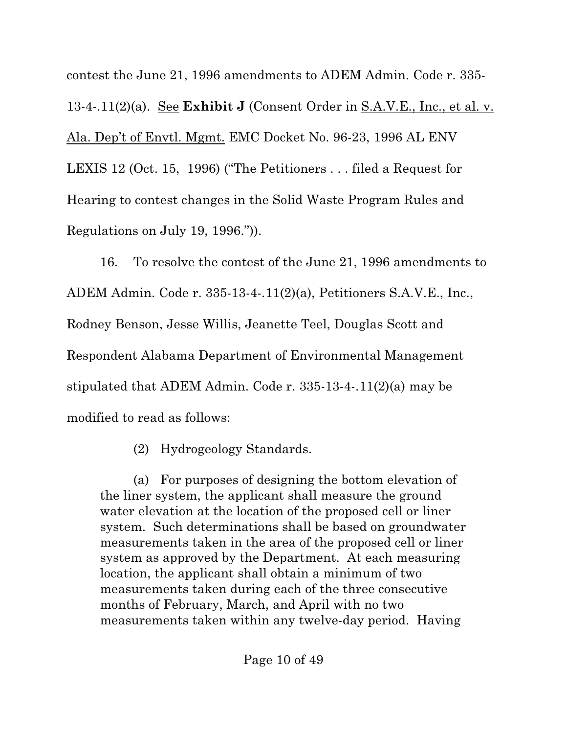contest the June 21, 1996 amendments to ADEM Admin. Code r. 335-13-4-.11(2)(a). <u>See</u> **Exhibit J** (Consent Order in <u>S.A.V.E., Inc., et al. v. Ala. Dep't of Envtl. Mgmt.</u> EMC Docket No. 96-23, 1996 AL ENV LEXIS 12 (Oct. 15, 1996) ("The Petitioners . . . filed a Request for Hearing to contest changes in the Solid Waste Program Rules and Regulations on July 19, 1996.")).

16. To resolve the contest of the June 21, 1996 amendments to ADEM Admin. Code r. 335-13-4-.11(2)(a), Petitioners S.A.V.E., Inc., Rodney Benson, Jesse Willis, Jeanette Teel, Douglas Scott and Respondent Alabama Department of Environmental Management stipulated that ADEM Admin. Code r. 335-13-4-.11(2)(a) may be modified to read as follows:

> (2) Hydrogeology Standards.
>
> (a) For purposes of designing the bottom elevation of the liner system, the applicant shall measure the ground water elevation at the location of the proposed cell or liner system. Such determinations shall be based on groundwater measurements taken in the area of the proposed cell or liner system as approved by the Department. At each measuring location, the applicant shall obtain a minimum of two measurements taken during each of the three consecutive months of February, March, and April with no two measurements taken within any twelve-day period. Having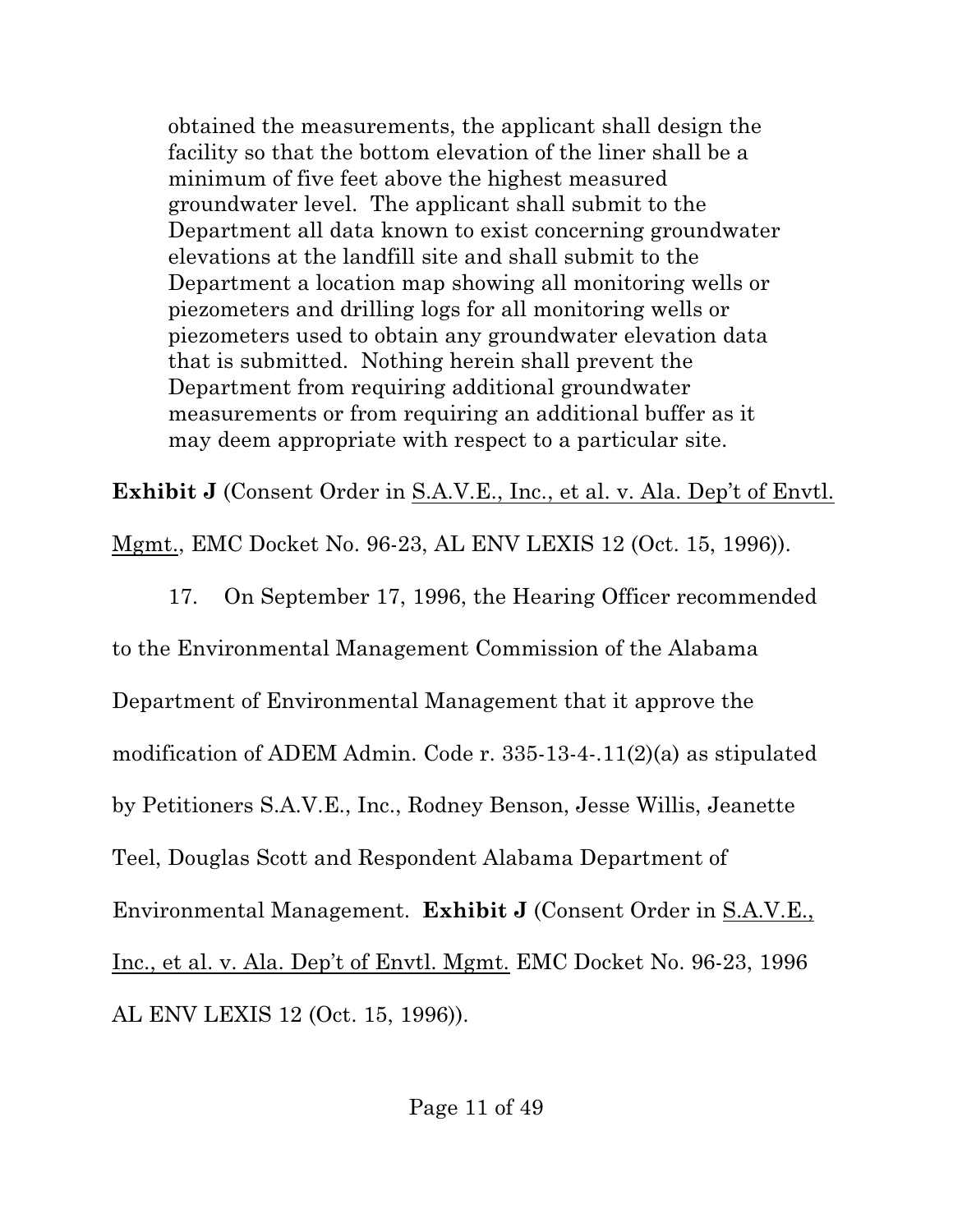> obtained the measurements, the applicant shall design the facility so that the bottom elevation of the liner shall be a minimum of five feet above the highest measured groundwater level. The applicant shall submit to the Department all data known to exist concerning groundwater elevations at the landfill site and shall submit to the Department a location map showing all monitoring wells or piezometers and drilling logs for all monitoring wells or piezometers used to obtain any groundwater elevation data that is submitted. Nothing herein shall prevent the Department from requiring additional groundwater measurements or from requiring an additional buffer as it may deem appropriate with respect to a particular site.

**Exhibit J** (Consent Order in <u>S.A.V.E., Inc., et al. v. Ala. Dep't of Envtl. Mgmt.</u>, EMC Docket No. 96-23, AL ENV LEXIS 12 (Oct. 15, 1996)).

17. On September 17, 1996, the Hearing Officer recommended to the Environmental Management Commission of the Alabama Department of Environmental Management that it approve the modification of ADEM Admin. Code r. 335-13-4-.11(2)(a) as stipulated by Petitioners S.A.V.E., Inc., Rodney Benson, Jesse Willis, Jeanette Teel, Douglas Scott and Respondent Alabama Department of Environmental Management. **Exhibit J** (Consent Order in <u>S.A.V.E., Inc., et al. v. Ala. Dep't of Envtl. Mgmt.</u> EMC Docket No. 96-23, 1996 AL ENV LEXIS 12 (Oct. 15, 1996)).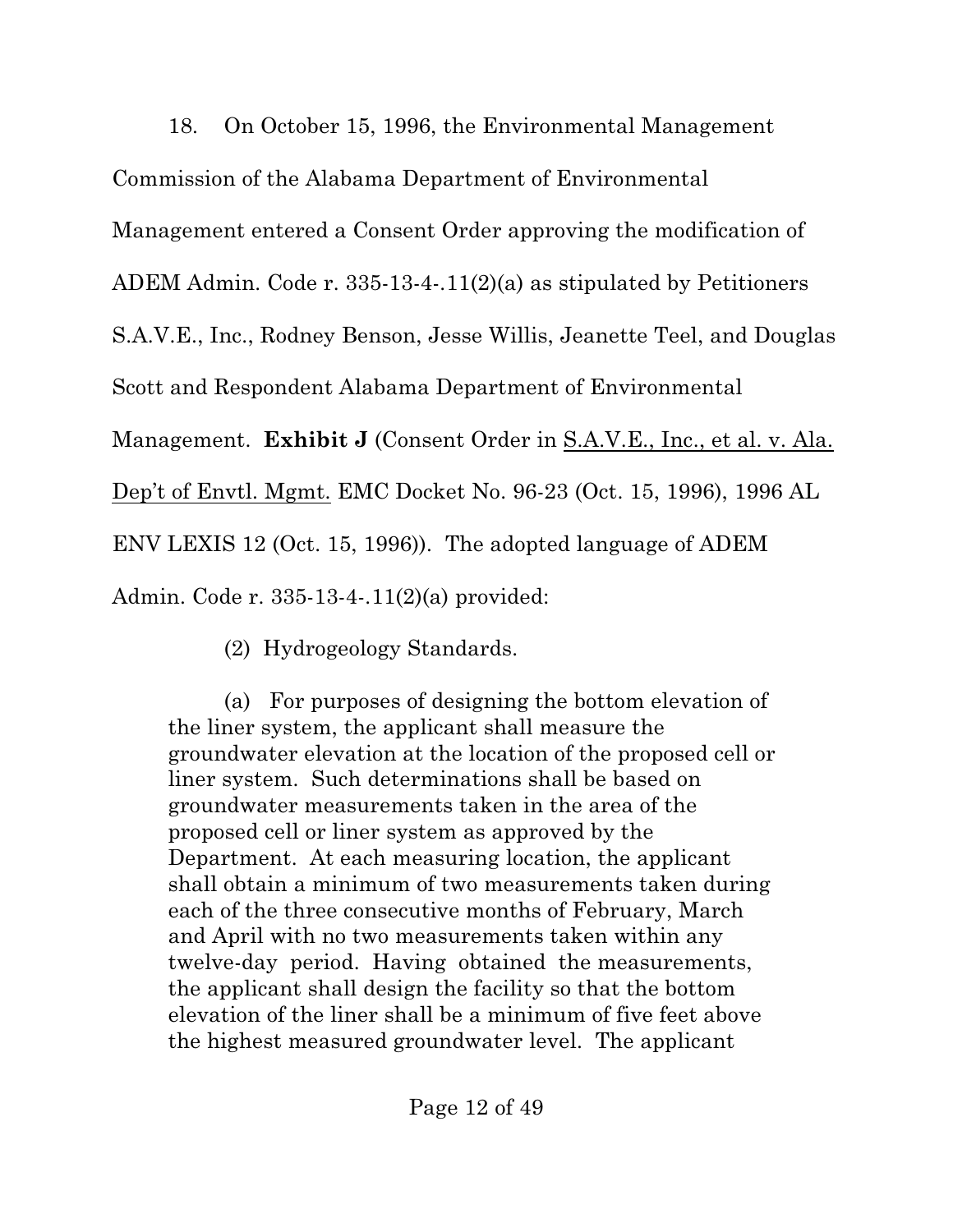18. On October 15, 1996, the Environmental Management Commission of the Alabama Department of Environmental Management entered a Consent Order approving the modification of ADEM Admin. Code r. 335-13-4-.11(2)(a) as stipulated by Petitioners S.A.V.E., Inc., Rodney Benson, Jesse Willis, Jeanette Teel, and Douglas Scott and Respondent Alabama Department of Environmental Management. **Exhibit J** (Consent Order in S.A.V.E., Inc., et al. v. Ala. Dep't of Envtl. Mgmt. EMC Docket No. 96-23 (Oct. 15, 1996), 1996 AL ENV LEXIS 12 (Oct. 15, 1996)). The adopted language of ADEM Admin. Code r. 335-13-4-.11(2)(a) provided:

> (2) Hydrogeology Standards.
>
> (a) For purposes of designing the bottom elevation of the liner system, the applicant shall measure the groundwater elevation at the location of the proposed cell or liner system. Such determinations shall be based on groundwater measurements taken in the area of the proposed cell or liner system as approved by the Department. At each measuring location, the applicant shall obtain a minimum of two measurements taken during each of the three consecutive months of February, March and April with no two measurements taken within any twelve-day period. Having obtained the measurements, the applicant shall design the facility so that the bottom elevation of the liner shall be a minimum of five feet above the highest measured groundwater level. The applicant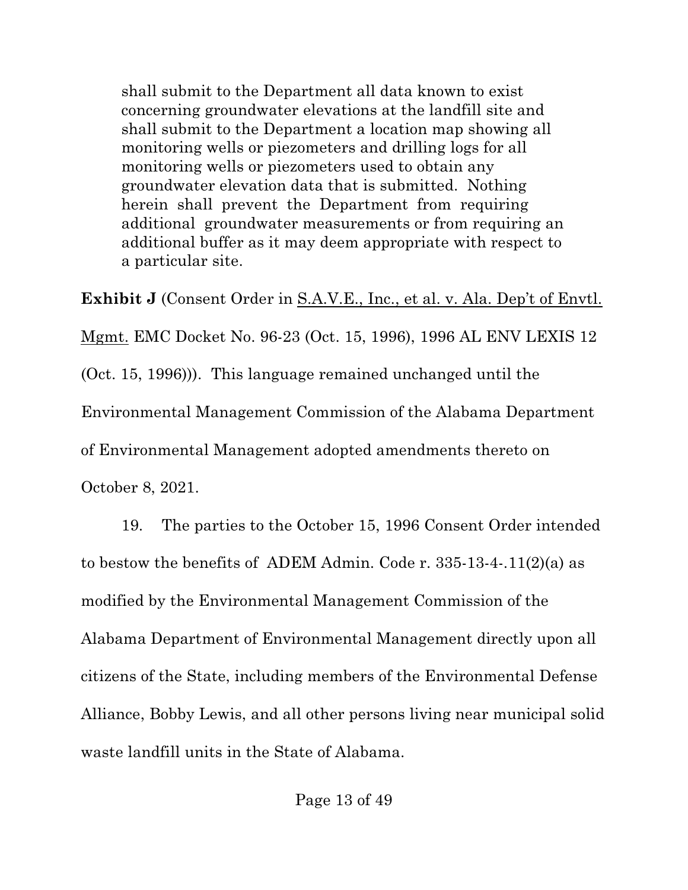> shall submit to the Department all data known to exist concerning groundwater elevations at the landfill site and shall submit to the Department a location map showing all monitoring wells or piezometers and drilling logs for all monitoring wells or piezometers used to obtain any groundwater elevation data that is submitted. Nothing herein shall prevent the Department from requiring additional groundwater measurements or from requiring an additional buffer as it may deem appropriate with respect to a particular site.

**Exhibit J** (Consent Order in S.A.V.E., Inc., et al. v. Ala. Dep't of Envtl. Mgmt. EMC Docket No. 96-23 (Oct. 15, 1996), 1996 AL ENV LEXIS 12 (Oct. 15, 1996))). This language remained unchanged until the Environmental Management Commission of the Alabama Department of Environmental Management adopted amendments thereto on October 8, 2021.

19. The parties to the October 15, 1996 Consent Order intended to bestow the benefits of ADEM Admin. Code r. 335-13-4-.11(2)(a) as modified by the Environmental Management Commission of the Alabama Department of Environmental Management directly upon all citizens of the State, including members of the Environmental Defense Alliance, Bobby Lewis, and all other persons living near municipal solid waste landfill units in the State of Alabama.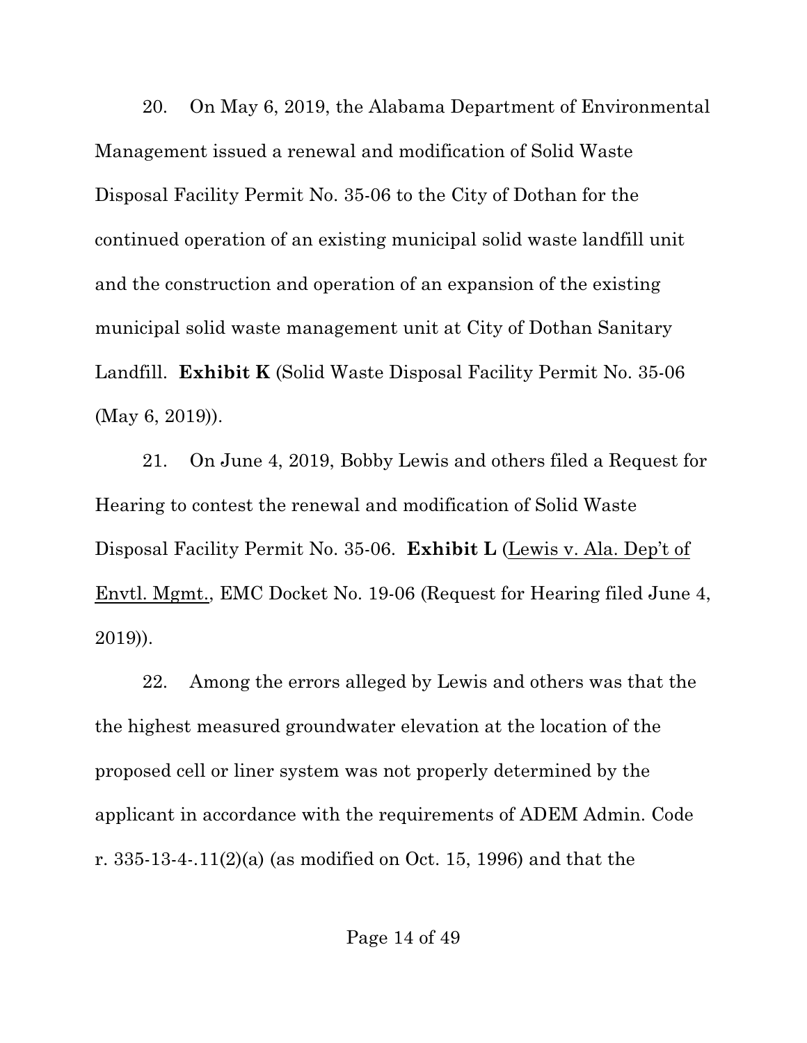20. On May 6, 2019, the Alabama Department of Environmental Management issued a renewal and modification of Solid Waste Disposal Facility Permit No. 35-06 to the City of Dothan for the continued operation of an existing municipal solid waste landfill unit and the construction and operation of an expansion of the existing municipal solid waste management unit at City of Dothan Sanitary Landfill. **Exhibit K** (Solid Waste Disposal Facility Permit No. 35-06 (May 6, 2019)).

21. On June 4, 2019, Bobby Lewis and others filed a Request for Hearing to contest the renewal and modification of Solid Waste Disposal Facility Permit No. 35-06. **Exhibit L** (Lewis v. Ala. Dep't of Envtl. Mgmt., EMC Docket No. 19-06 (Request for Hearing filed June 4, 2019)).

22. Among the errors alleged by Lewis and others was that the the highest measured groundwater elevation at the location of the proposed cell or liner system was not properly determined by the applicant in accordance with the requirements of ADEM Admin. Code r. 335-13-4-.11(2)(a) (as modified on Oct. 15, 1996) and that the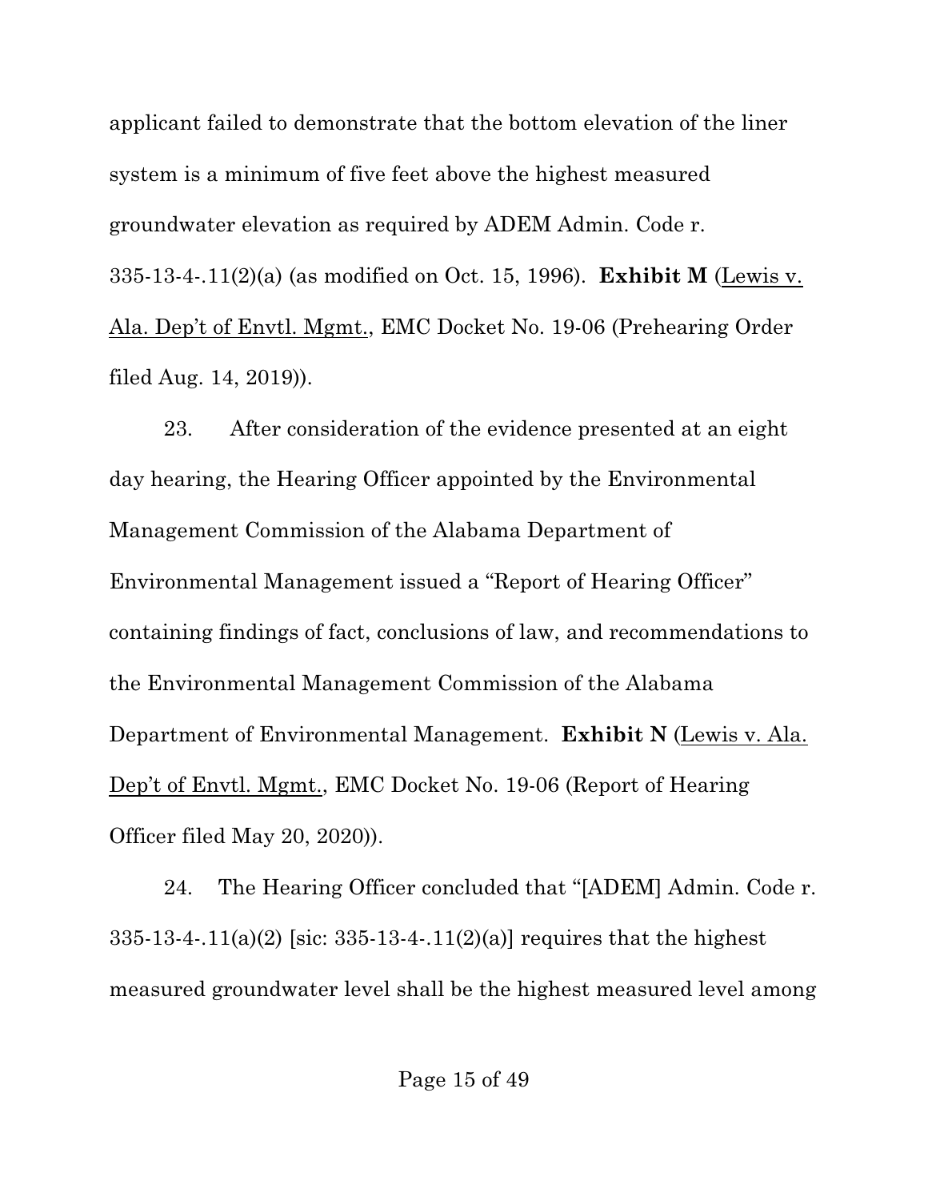applicant failed to demonstrate that the bottom elevation of the liner system is a minimum of five feet above the highest measured groundwater elevation as required by ADEM Admin. Code r. 335-13-4-.11(2)(a) (as modified on Oct. 15, 1996). **Exhibit M** (Lewis v. Ala. Dep't of Envtl. Mgmt., EMC Docket No. 19-06 (Prehearing Order filed Aug. 14, 2019)).

23. After consideration of the evidence presented at an eight day hearing, the Hearing Officer appointed by the Environmental Management Commission of the Alabama Department of Environmental Management issued a "Report of Hearing Officer" containing findings of fact, conclusions of law, and recommendations to the Environmental Management Commission of the Alabama Department of Environmental Management. **Exhibit N** (Lewis v. Ala. Dep't of Envtl. Mgmt., EMC Docket No. 19-06 (Report of Hearing Officer filed May 20, 2020)).

24. The Hearing Officer concluded that "[ADEM] Admin. Code r. 335-13-4-.11(a)(2) [sic: 335-13-4-.11(2)(a)] requires that the highest measured groundwater level shall be the highest measured level among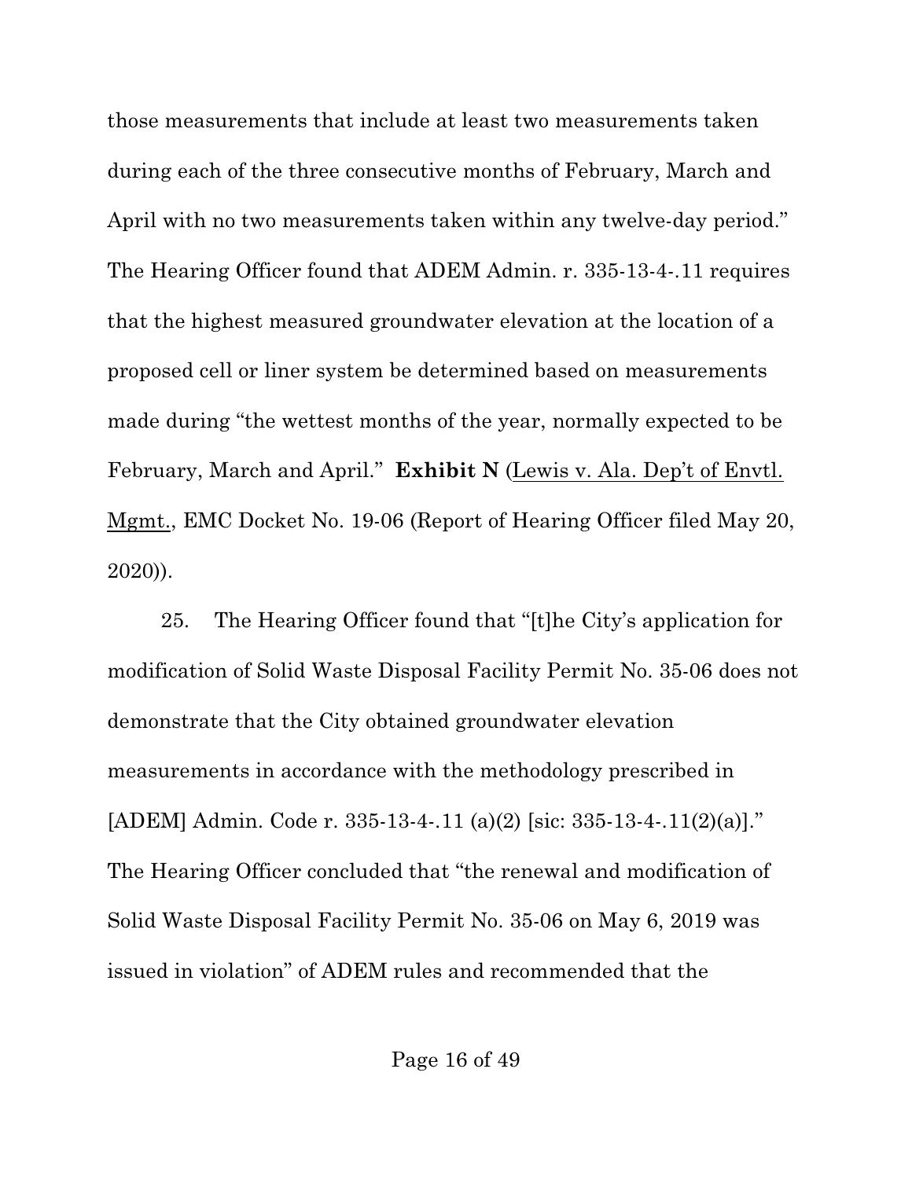those measurements that include at least two measurements taken during each of the three consecutive months of February, March and April with no two measurements taken within any twelve-day period." The Hearing Officer found that ADEM Admin. r. 335-13-4-.11 requires that the highest measured groundwater elevation at the location of a proposed cell or liner system be determined based on measurements made during "the wettest months of the year, normally expected to be February, March and April." **Exhibit N** (Lewis v. Ala. Dep't of Envtl. Mgmt., EMC Docket No. 19-06 (Report of Hearing Officer filed May 20, 2020)).

25. The Hearing Officer found that "[t]he City's application for modification of Solid Waste Disposal Facility Permit No. 35-06 does not demonstrate that the City obtained groundwater elevation measurements in accordance with the methodology prescribed in [ADEM] Admin. Code r. 335-13-4-.11 (a)(2) [sic: 335-13-4-.11(2)(a)]." The Hearing Officer concluded that "the renewal and modification of Solid Waste Disposal Facility Permit No. 35-06 on May 6, 2019 was issued in violation" of ADEM rules and recommended that the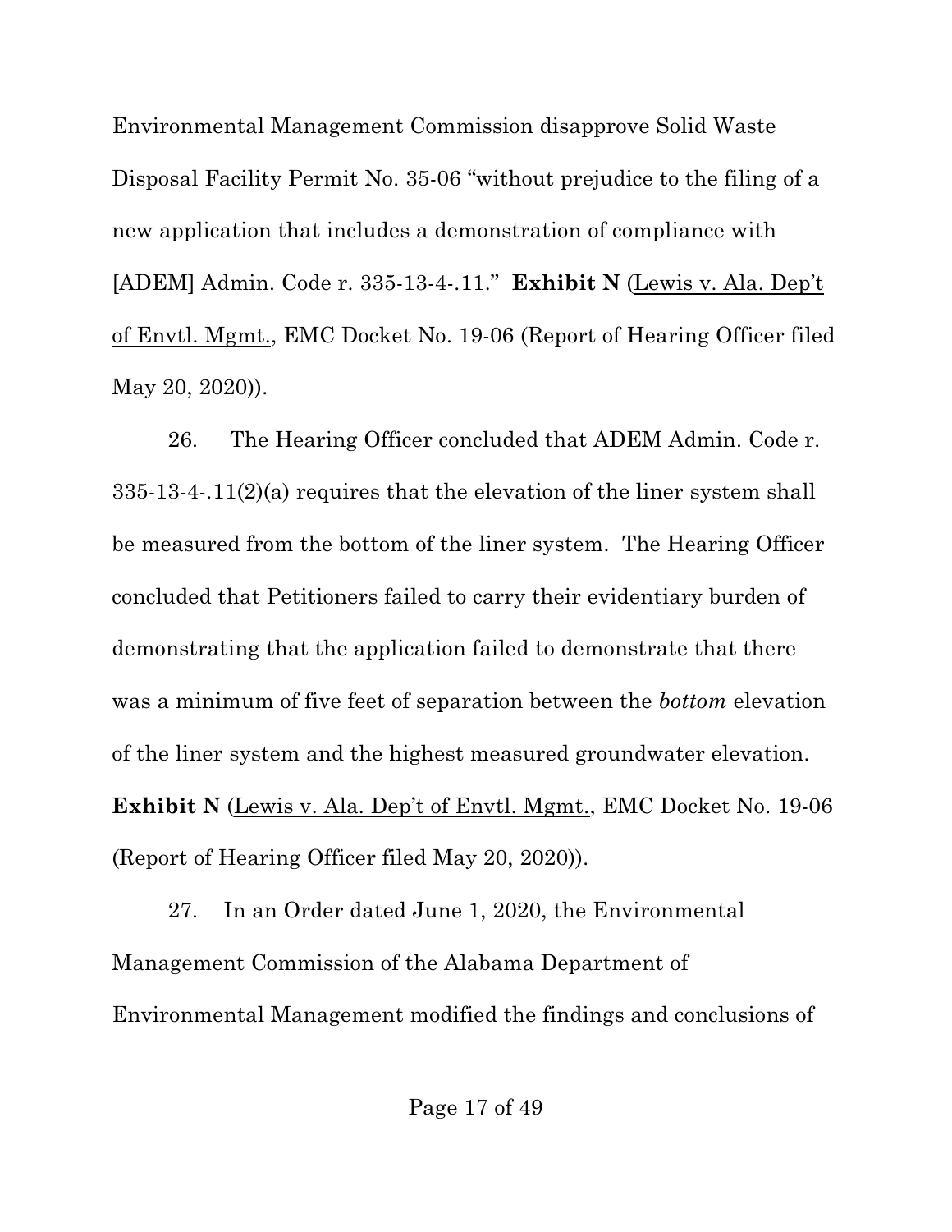Environmental Management Commission disapprove Solid Waste Disposal Facility Permit No. 35-06 "without prejudice to the filing of a new application that includes a demonstration of compliance with [ADEM] Admin. Code r. 335-13-4-.11." **Exhibit N** (Lewis v. Ala. Dep't of Envtl. Mgmt., EMC Docket No. 19-06 (Report of Hearing Officer filed May 20, 2020)).

26. The Hearing Officer concluded that ADEM Admin. Code r. 335-13-4-.11(2)(a) requires that the elevation of the liner system shall be measured from the bottom of the liner system. The Hearing Officer concluded that Petitioners failed to carry their evidentiary burden of demonstrating that the application failed to demonstrate that there was a minimum of five feet of separation between the *bottom* elevation of the liner system and the highest measured groundwater elevation. **Exhibit N** (Lewis v. Ala. Dep't of Envtl. Mgmt., EMC Docket No. 19-06 (Report of Hearing Officer filed May 20, 2020)).

27. In an Order dated June 1, 2020, the Environmental Management Commission of the Alabama Department of Environmental Management modified the findings and conclusions of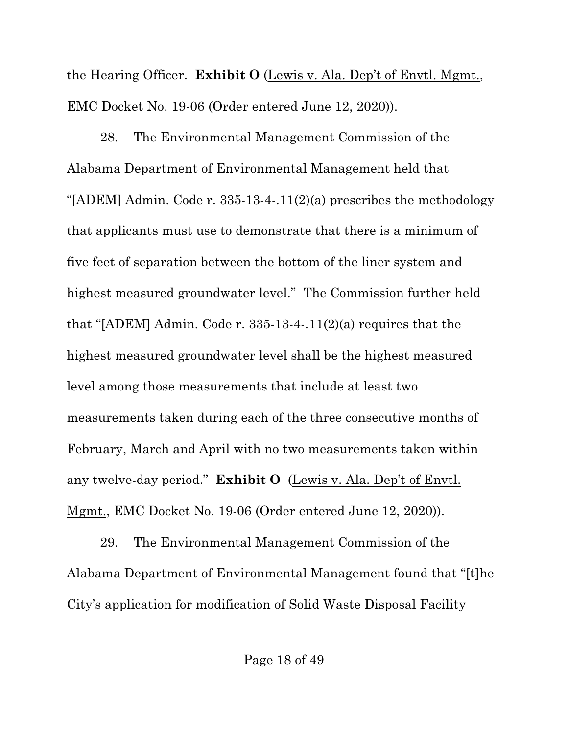the Hearing Officer. **Exhibit O** (Lewis v. Ala. Dep't of Envtl. Mgmt., EMC Docket No. 19-06 (Order entered June 12, 2020)).

28. The Environmental Management Commission of the Alabama Department of Environmental Management held that "[ADEM] Admin. Code r. 335-13-4-.11(2)(a) prescribes the methodology that applicants must use to demonstrate that there is a minimum of five feet of separation between the bottom of the liner system and highest measured groundwater level." The Commission further held that "[ADEM] Admin. Code r. 335-13-4-.11(2)(a) requires that the highest measured groundwater level shall be the highest measured level among those measurements that include at least two measurements taken during each of the three consecutive months of February, March and April with no two measurements taken within any twelve-day period." **Exhibit O** (Lewis v. Ala. Dep't of Envtl. Mgmt., EMC Docket No. 19-06 (Order entered June 12, 2020)).

29. The Environmental Management Commission of the Alabama Department of Environmental Management found that "[t]he City's application for modification of Solid Waste Disposal Facility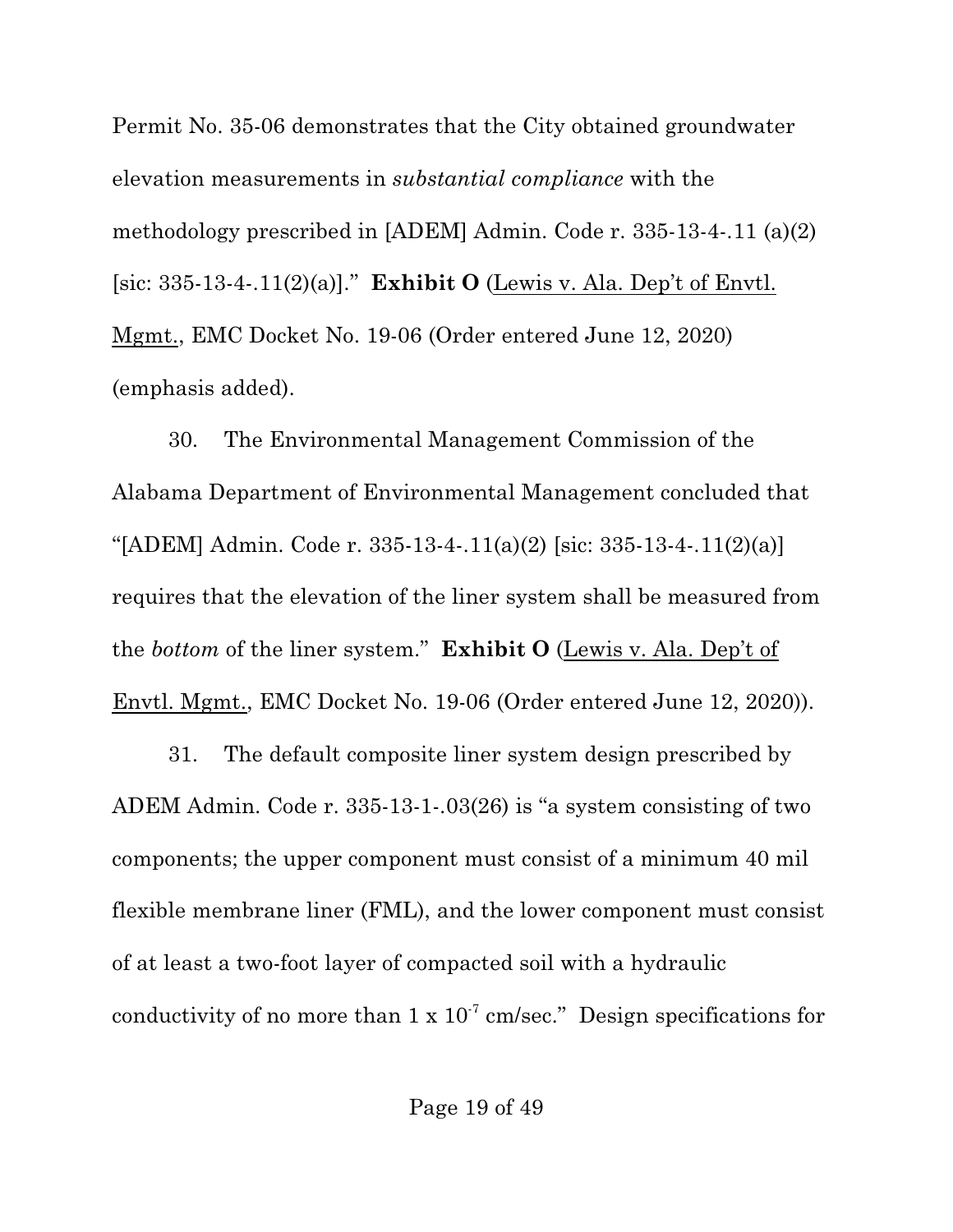Permit No. 35-06 demonstrates that the City obtained groundwater elevation measurements in *substantial compliance* with the methodology prescribed in [ADEM] Admin. Code r. 335-13-4-.11 (a)(2) [sic: 335-13-4-.11(2)(a)]." **Exhibit O** (Lewis v. Ala. Dep't of Envtl. Mgmt., EMC Docket No. 19-06 (Order entered June 12, 2020) (emphasis added).

30. The Environmental Management Commission of the Alabama Department of Environmental Management concluded that "[ADEM] Admin. Code r. 335-13-4-.11(a)(2) [sic: 335-13-4-.11(2)(a)] requires that the elevation of the liner system shall be measured from the *bottom* of the liner system." **Exhibit O** (Lewis v. Ala. Dep't of Envtl. Mgmt., EMC Docket No. 19-06 (Order entered June 12, 2020)).

31. The default composite liner system design prescribed by ADEM Admin. Code r. 335-13-1-.03(26) is "a system consisting of two components; the upper component must consist of a minimum 40 mil flexible membrane liner (FML), and the lower component must consist of at least a two-foot layer of compacted soil with a hydraulic conductivity of no more than $1 \times 10^{-7}$ cm/sec." Design specifications for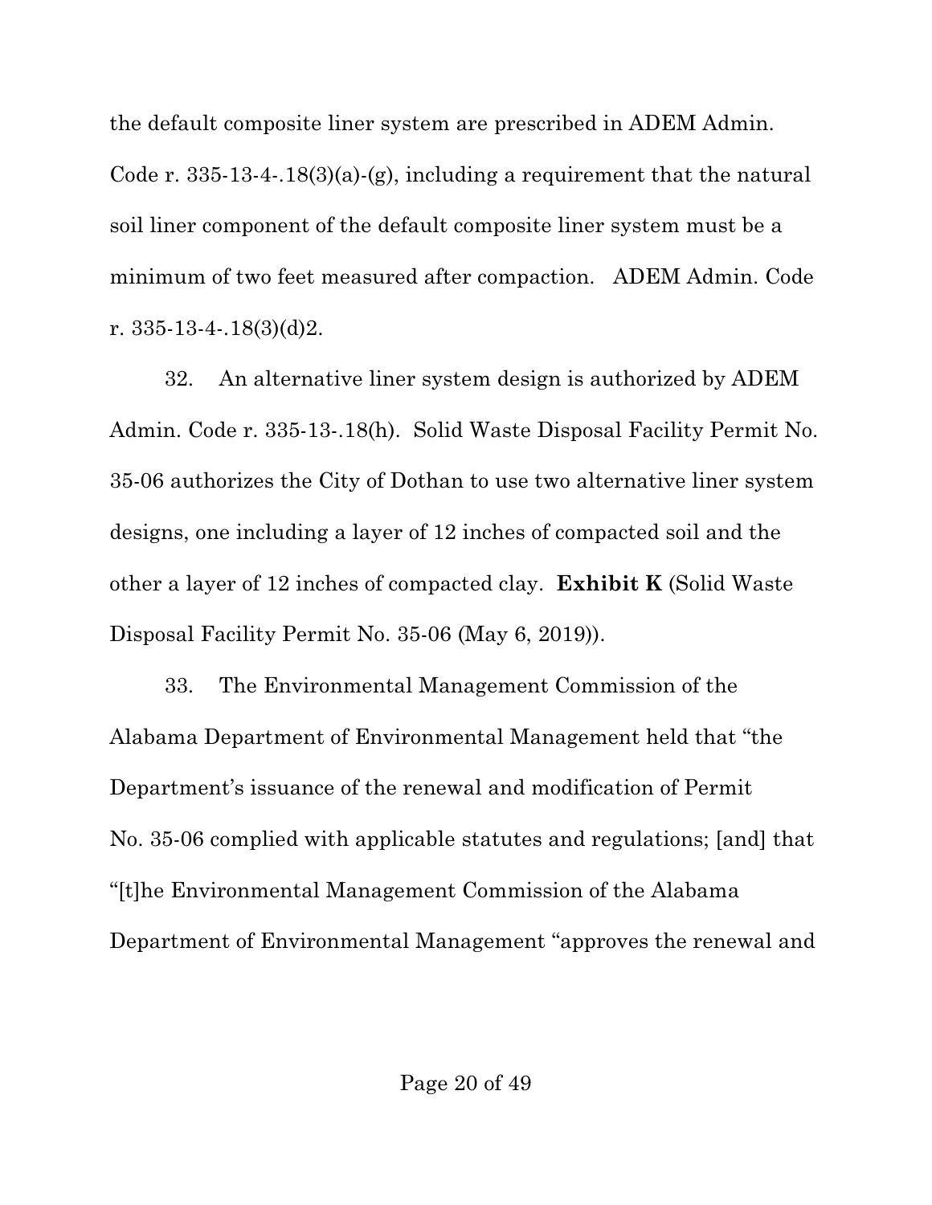the default composite liner system are prescribed in ADEM Admin. Code r. 335-13-4-.18(3)(a)-(g), including a requirement that the natural soil liner component of the default composite liner system must be a minimum of two feet measured after compaction. ADEM Admin. Code r. 335-13-4-.18(3)(d)2.

32. An alternative liner system design is authorized by ADEM Admin. Code r. 335-13-.18(h). Solid Waste Disposal Facility Permit No. 35-06 authorizes the City of Dothan to use two alternative liner system designs, one including a layer of 12 inches of compacted soil and the other a layer of 12 inches of compacted clay. **Exhibit K** (Solid Waste Disposal Facility Permit No. 35-06 (May 6, 2019)).

33. The Environmental Management Commission of the Alabama Department of Environmental Management held that "the Department's issuance of the renewal and modification of Permit No. 35-06 complied with applicable statutes and regulations; [and] that "[t]he Environmental Management Commission of the Alabama Department of Environmental Management "approves the renewal and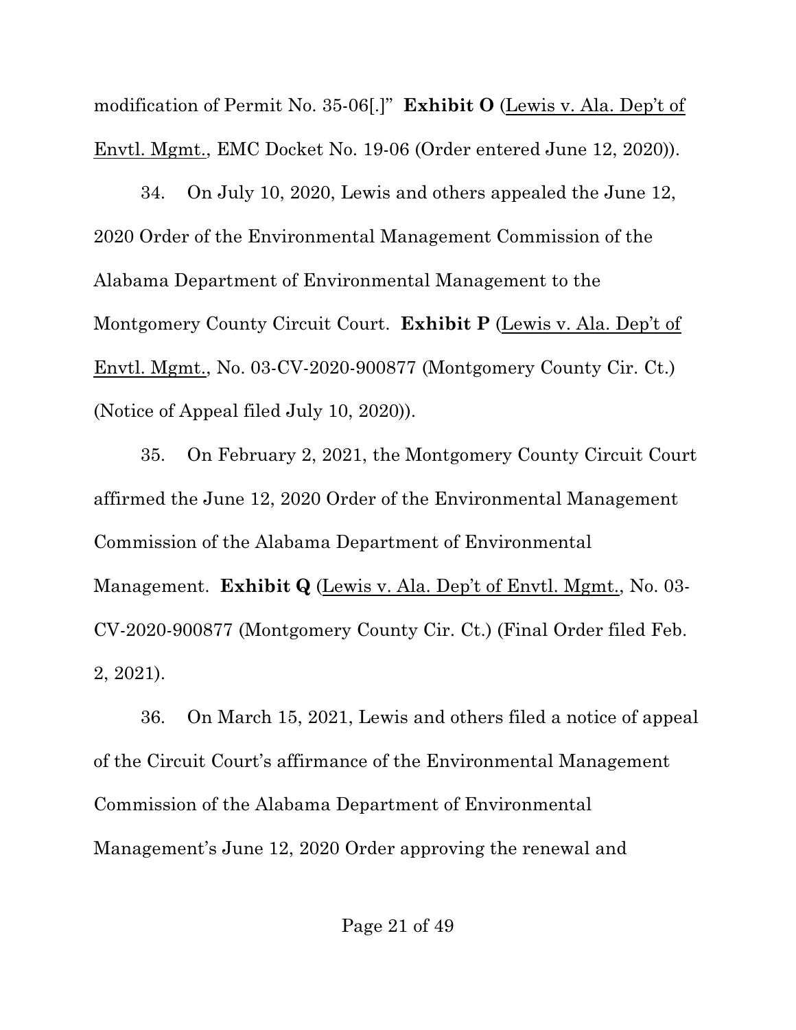modification of Permit No. 35-06[.]" **Exhibit O** (Lewis v. Ala. Dep't of Envtl. Mgmt., EMC Docket No. 19-06 (Order entered June 12, 2020)).

34. On July 10, 2020, Lewis and others appealed the June 12, 2020 Order of the Environmental Management Commission of the Alabama Department of Environmental Management to the Montgomery County Circuit Court. **Exhibit P** (Lewis v. Ala. Dep't of Envtl. Mgmt., No. 03-CV-2020-900877 (Montgomery County Cir. Ct.) (Notice of Appeal filed July 10, 2020)).

35. On February 2, 2021, the Montgomery County Circuit Court affirmed the June 12, 2020 Order of the Environmental Management Commission of the Alabama Department of Environmental Management. **Exhibit Q** (Lewis v. Ala. Dep't of Envtl. Mgmt., No. 03-CV-2020-900877 (Montgomery County Cir. Ct.) (Final Order filed Feb. 2, 2021).

36. On March 15, 2021, Lewis and others filed a notice of appeal of the Circuit Court's affirmance of the Environmental Management Commission of the Alabama Department of Environmental Management's June 12, 2020 Order approving the renewal and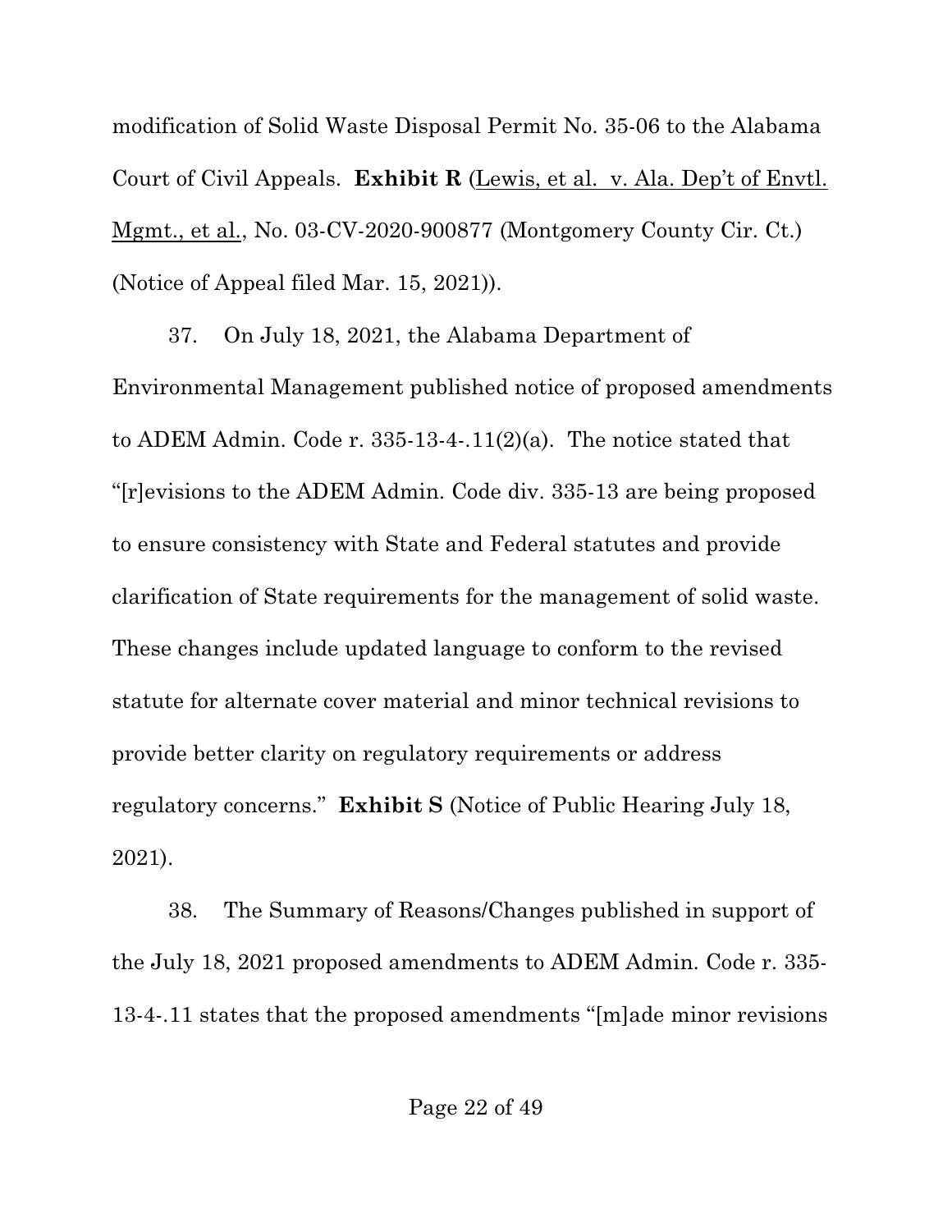modification of Solid Waste Disposal Permit No. 35-06 to the Alabama Court of Civil Appeals. **Exhibit R** (Lewis, et al. v. Ala. Dep't of Envtl. Mgmt., et al., No. 03-CV-2020-900877 (Montgomery County Cir. Ct.) (Notice of Appeal filed Mar. 15, 2021)).

37. On July 18, 2021, the Alabama Department of Environmental Management published notice of proposed amendments to ADEM Admin. Code r. 335-13-4-.11(2)(a). The notice stated that "[r]evisions to the ADEM Admin. Code div. 335-13 are being proposed to ensure consistency with State and Federal statutes and provide clarification of State requirements for the management of solid waste. These changes include updated language to conform to the revised statute for alternate cover material and minor technical revisions to provide better clarity on regulatory requirements or address regulatory concerns." **Exhibit S** (Notice of Public Hearing July 18, 2021).

38. The Summary of Reasons/Changes published in support of the July 18, 2021 proposed amendments to ADEM Admin. Code r. 335-13-4-.11 states that the proposed amendments "[m]ade minor revisions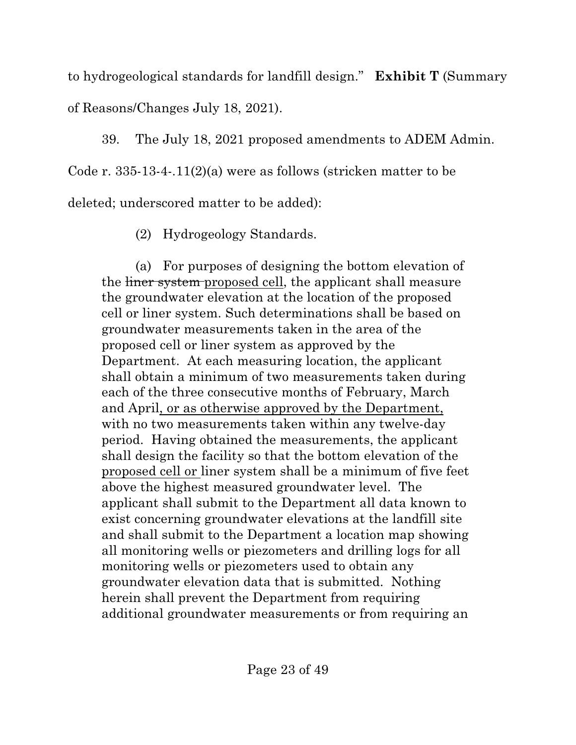to hydrogeological standards for landfill design." **Exhibit T** (Summary of Reasons/Changes July 18, 2021).

39. The July 18, 2021 proposed amendments to ADEM Admin. Code r. 335-13-4-.11(2)(a) were as follows (stricken matter to be deleted; underscored matter to be added):

> (2) Hydrogeology Standards.
>
> (a) For purposes of designing the bottom elevation of the ~~liner system~~ <u>proposed cell</u>, the applicant shall measure the groundwater elevation at the location of the proposed cell or liner system. Such determinations shall be based on groundwater measurements taken in the area of the proposed cell or liner system as approved by the Department. At each measuring location, the applicant shall obtain a minimum of two measurements taken during each of the three consecutive months of February, March and April<u>, or as otherwise approved by the Department,</u> with no two measurements taken within any twelve-day period. Having obtained the measurements, the applicant shall design the facility so that the bottom elevation of the <u>proposed cell or</u> liner system shall be a minimum of five feet above the highest measured groundwater level. The applicant shall submit to the Department all data known to exist concerning groundwater elevations at the landfill site and shall submit to the Department a location map showing all monitoring wells or piezometers and drilling logs for all monitoring wells or piezometers used to obtain any groundwater elevation data that is submitted. Nothing herein shall prevent the Department from requiring additional groundwater measurements or from requiring an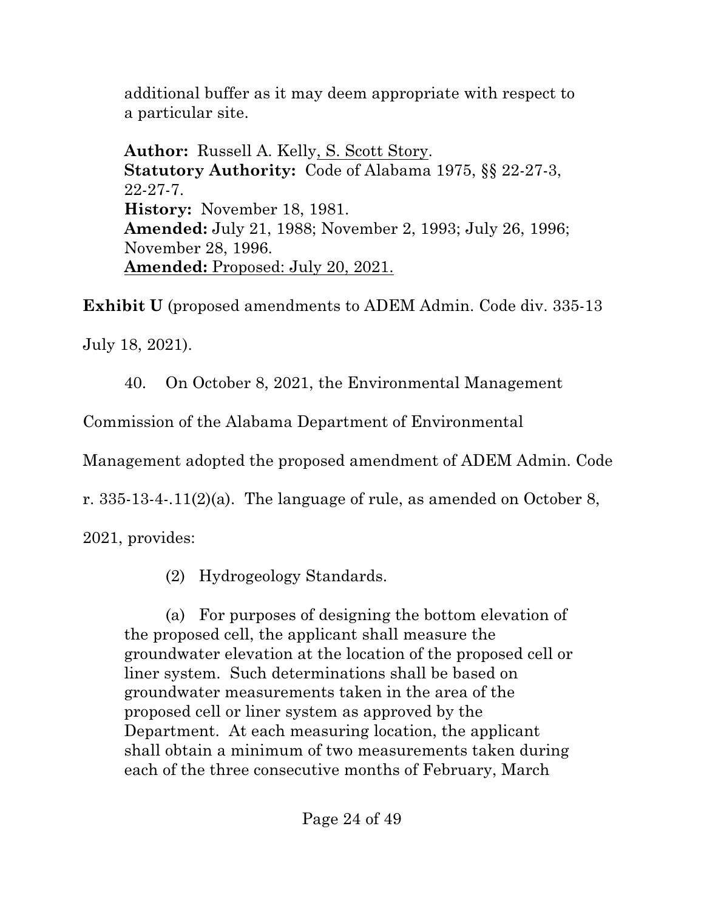> additional buffer as it may deem appropriate with respect to a particular site.
>
> **Author:** Russell A. Kelly<u>, S. Scott Story</u>.
> **Statutory Authority:** Code of Alabama 1975, §§ 22-27-3, 22-27-7.
> **History:** November 18, 1981.
> **Amended:** July 21, 1988; November 2, 1993; July 26, 1996; November 28, 1996.
> <u>**Amended:** Proposed: July 20, 2021.</u>

**Exhibit U** (proposed amendments to ADEM Admin. Code div. 335-13 July 18, 2021).

40. On October 8, 2021, the Environmental Management Commission of the Alabama Department of Environmental Management adopted the proposed amendment of ADEM Admin. Code r. 335-13-4-.11(2)(a). The language of rule, as amended on October 8, 2021, provides:

> (2) Hydrogeology Standards.
>
> (a) For purposes of designing the bottom elevation of the proposed cell, the applicant shall measure the groundwater elevation at the location of the proposed cell or liner system. Such determinations shall be based on groundwater measurements taken in the area of the proposed cell or liner system as approved by the Department. At each measuring location, the applicant shall obtain a minimum of two measurements taken during each of the three consecutive months of February, March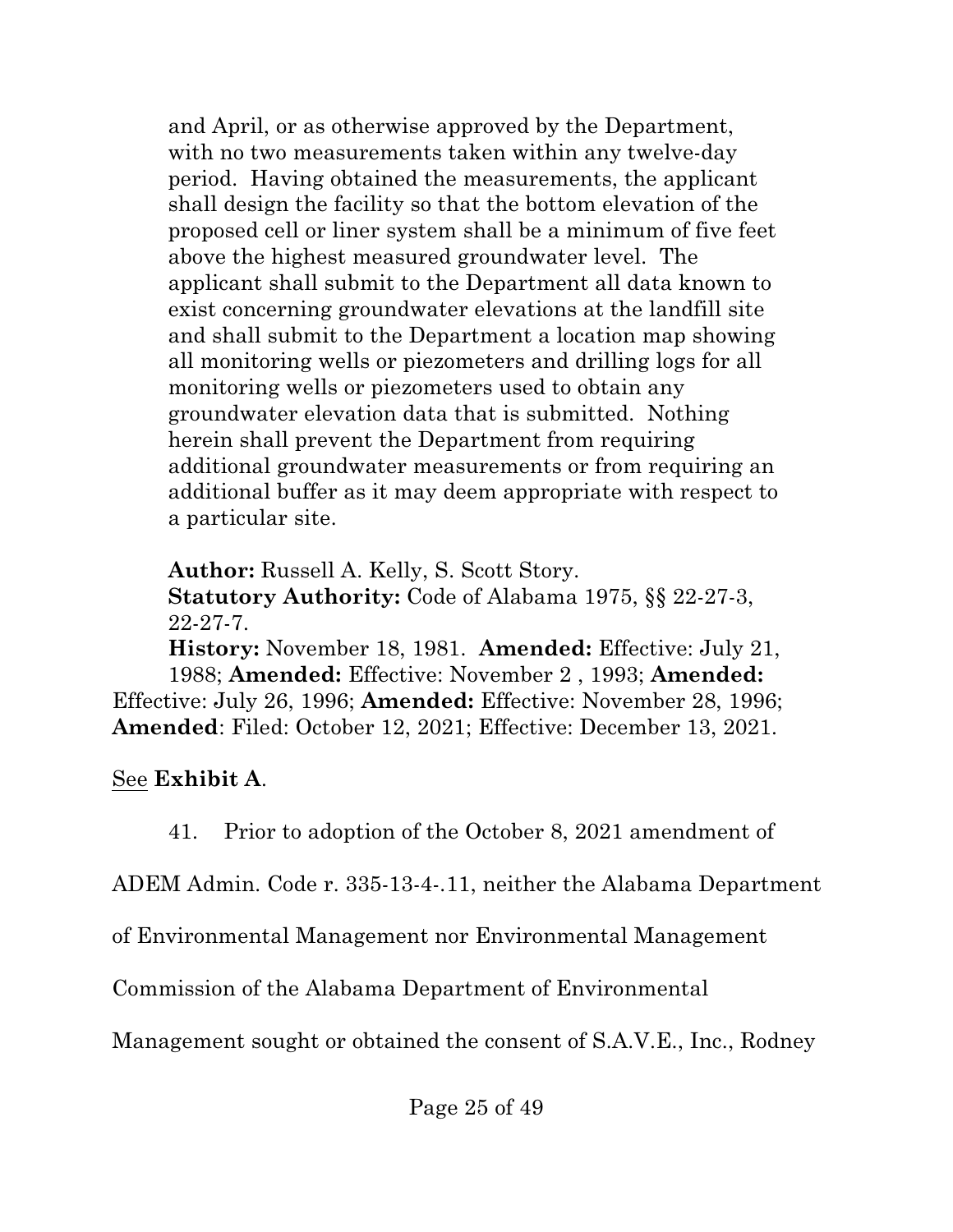and April, or as otherwise approved by the Department, with no two measurements taken within any twelve-day period. Having obtained the measurements, the applicant shall design the facility so that the bottom elevation of the proposed cell or liner system shall be a minimum of five feet above the highest measured groundwater level. The applicant shall submit to the Department all data known to exist concerning groundwater elevations at the landfill site and shall submit to the Department a location map showing all monitoring wells or piezometers and drilling logs for all monitoring wells or piezometers used to obtain any groundwater elevation data that is submitted. Nothing herein shall prevent the Department from requiring additional groundwater measurements or from requiring an additional buffer as it may deem appropriate with respect to a particular site.

**Author:** Russell A. Kelly, S. Scott Story.
**Statutory Authority:** Code of Alabama 1975, §§ 22-27-3, 22-27-7.
**History:** November 18, 1981. **Amended:** Effective: July 21, 1988; **Amended:** Effective: November 2 , 1993; **Amended:** Effective: July 26, 1996; **Amended:** Effective: November 28, 1996; **Amended**: Filed: October 12, 2021; Effective: December 13, 2021.

See **Exhibit A**.

41. Prior to adoption of the October 8, 2021 amendment of ADEM Admin. Code r. 335-13-4-.11, neither the Alabama Department of Environmental Management nor Environmental Management Commission of the Alabama Department of Environmental Management sought or obtained the consent of S.A.V.E., Inc., Rodney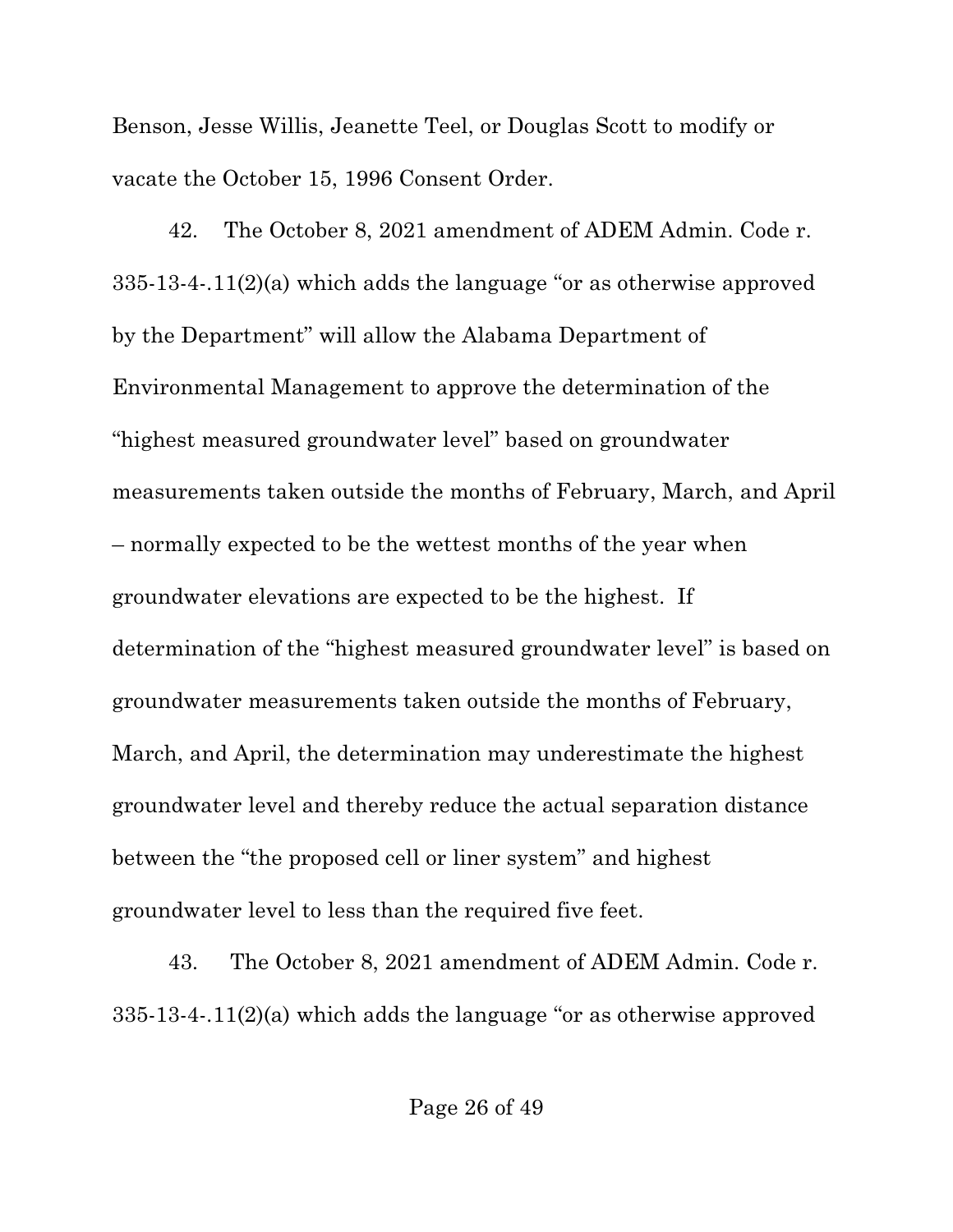Benson, Jesse Willis, Jeanette Teel, or Douglas Scott to modify or vacate the October 15, 1996 Consent Order.

42. The October 8, 2021 amendment of ADEM Admin. Code r. 335-13-4-.11(2)(a) which adds the language "or as otherwise approved by the Department" will allow the Alabama Department of Environmental Management to approve the determination of the "highest measured groundwater level" based on groundwater measurements taken outside the months of February, March, and April – normally expected to be the wettest months of the year when groundwater elevations are expected to be the highest. If determination of the "highest measured groundwater level" is based on groundwater measurements taken outside the months of February, March, and April, the determination may underestimate the highest groundwater level and thereby reduce the actual separation distance between the "the proposed cell or liner system" and highest groundwater level to less than the required five feet.

43. The October 8, 2021 amendment of ADEM Admin. Code r. 335-13-4-.11(2)(a) which adds the language "or as otherwise approved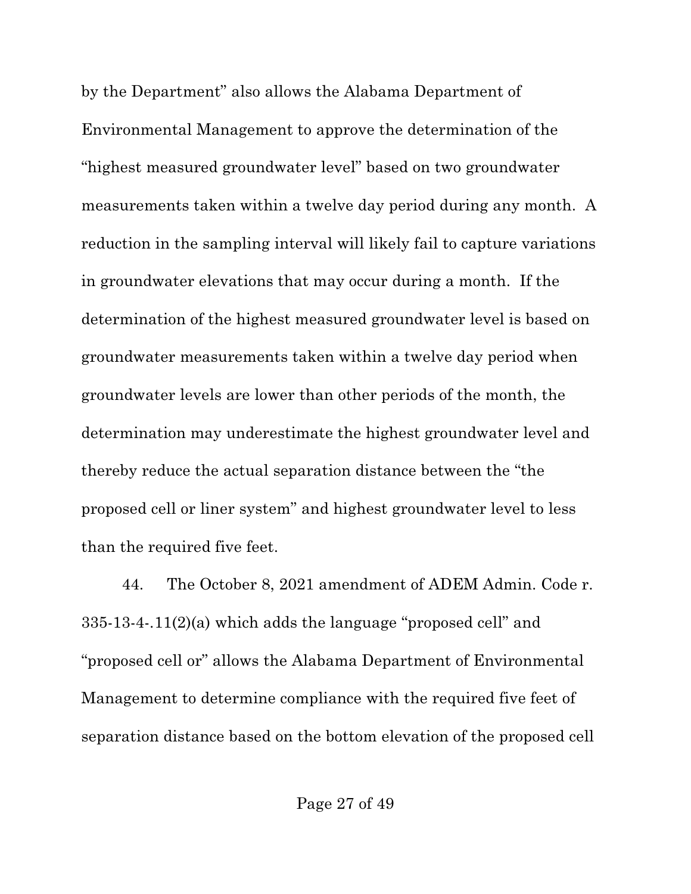by the Department" also allows the Alabama Department of Environmental Management to approve the determination of the "highest measured groundwater level" based on two groundwater measurements taken within a twelve day period during any month. A reduction in the sampling interval will likely fail to capture variations in groundwater elevations that may occur during a month. If the determination of the highest measured groundwater level is based on groundwater measurements taken within a twelve day period when groundwater levels are lower than other periods of the month, the determination may underestimate the highest groundwater level and thereby reduce the actual separation distance between the "the proposed cell or liner system" and highest groundwater level to less than the required five feet.

44. The October 8, 2021 amendment of ADEM Admin. Code r. 335-13-4-.11(2)(a) which adds the language "proposed cell" and "proposed cell or" allows the Alabama Department of Environmental Management to determine compliance with the required five feet of separation distance based on the bottom elevation of the proposed cell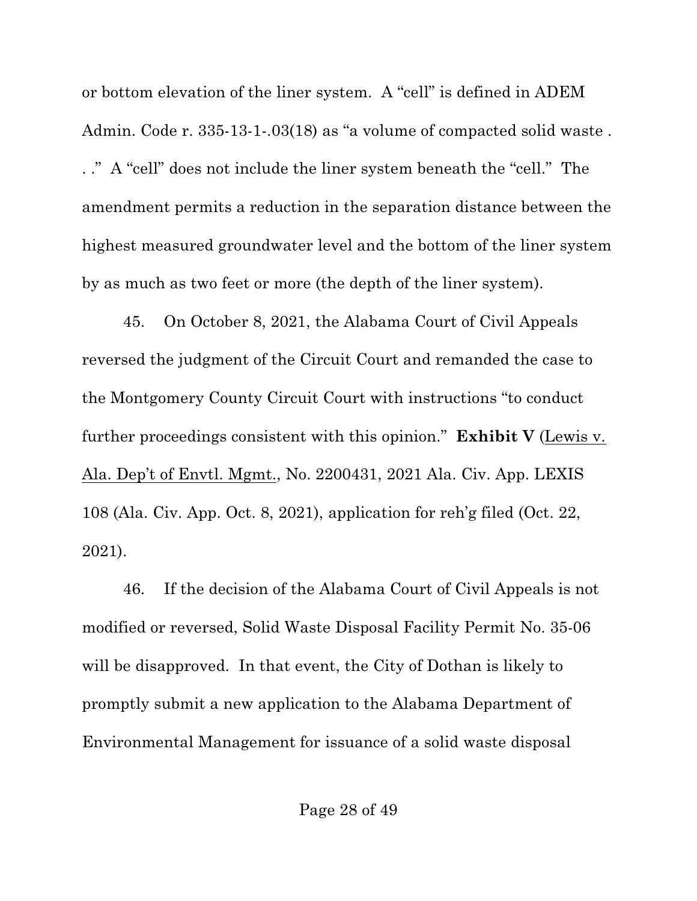or bottom elevation of the liner system. A "cell" is defined in ADEM Admin. Code r. 335-13-1-.03(18) as "a volume of compacted solid waste . . ." A "cell" does not include the liner system beneath the "cell." The amendment permits a reduction in the separation distance between the highest measured groundwater level and the bottom of the liner system by as much as two feet or more (the depth of the liner system).

45. On October 8, 2021, the Alabama Court of Civil Appeals reversed the judgment of the Circuit Court and remanded the case to the Montgomery County Circuit Court with instructions "to conduct further proceedings consistent with this opinion." **Exhibit V** (Lewis v. Ala. Dep't of Envtl. Mgmt., No. 2200431, 2021 Ala. Civ. App. LEXIS 108 (Ala. Civ. App. Oct. 8, 2021), application for reh'g filed (Oct. 22, 2021).

46. If the decision of the Alabama Court of Civil Appeals is not modified or reversed, Solid Waste Disposal Facility Permit No. 35-06 will be disapproved. In that event, the City of Dothan is likely to promptly submit a new application to the Alabama Department of Environmental Management for issuance of a solid waste disposal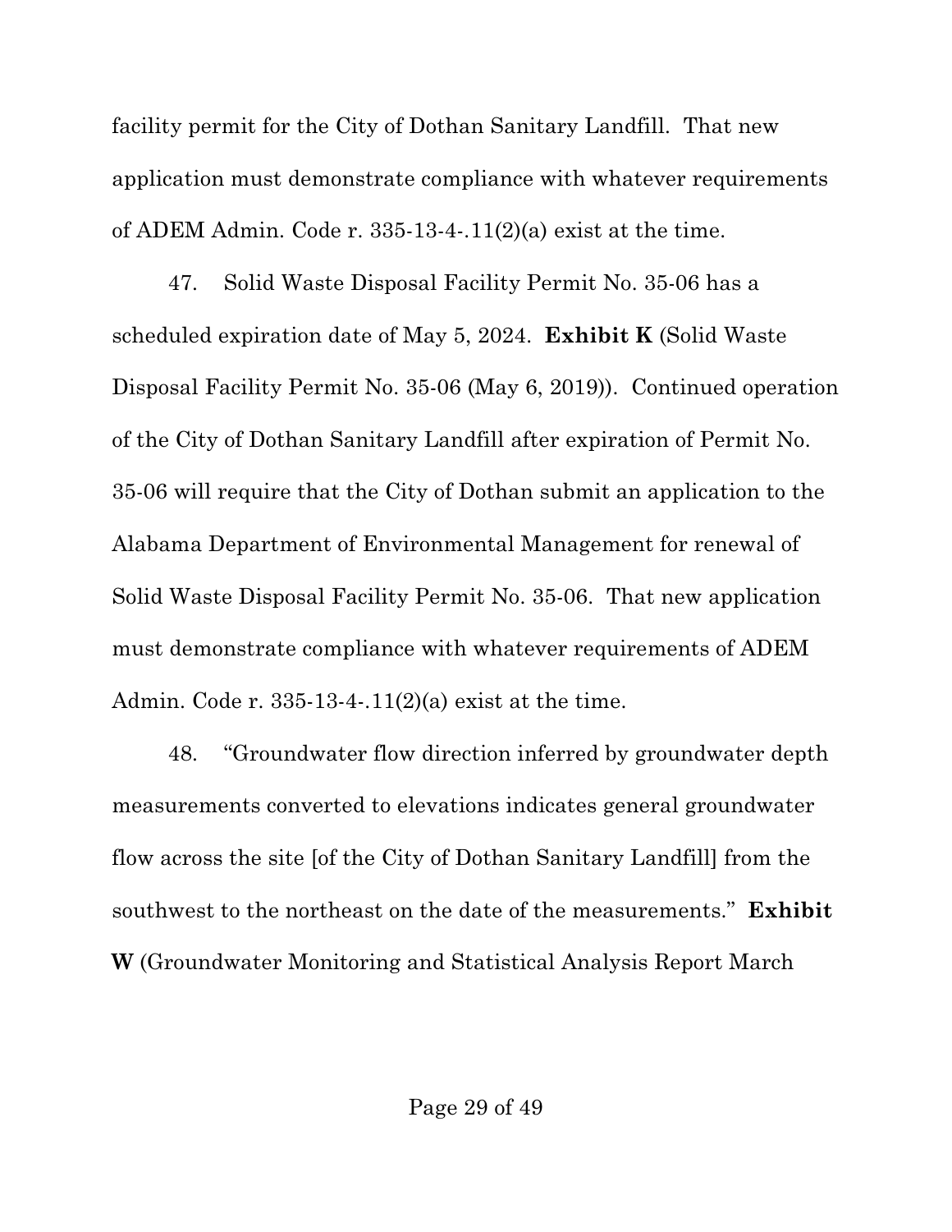facility permit for the City of Dothan Sanitary Landfill. That new application must demonstrate compliance with whatever requirements of ADEM Admin. Code r. 335-13-4-.11(2)(a) exist at the time.

47. Solid Waste Disposal Facility Permit No. 35-06 has a scheduled expiration date of May 5, 2024. **Exhibit K** (Solid Waste Disposal Facility Permit No. 35-06 (May 6, 2019)). Continued operation of the City of Dothan Sanitary Landfill after expiration of Permit No. 35-06 will require that the City of Dothan submit an application to the Alabama Department of Environmental Management for renewal of Solid Waste Disposal Facility Permit No. 35-06. That new application must demonstrate compliance with whatever requirements of ADEM Admin. Code r. 335-13-4-.11(2)(a) exist at the time.

48. "Groundwater flow direction inferred by groundwater depth measurements converted to elevations indicates general groundwater flow across the site [of the City of Dothan Sanitary Landfill] from the southwest to the northeast on the date of the measurements." **Exhibit W** (Groundwater Monitoring and Statistical Analysis Report March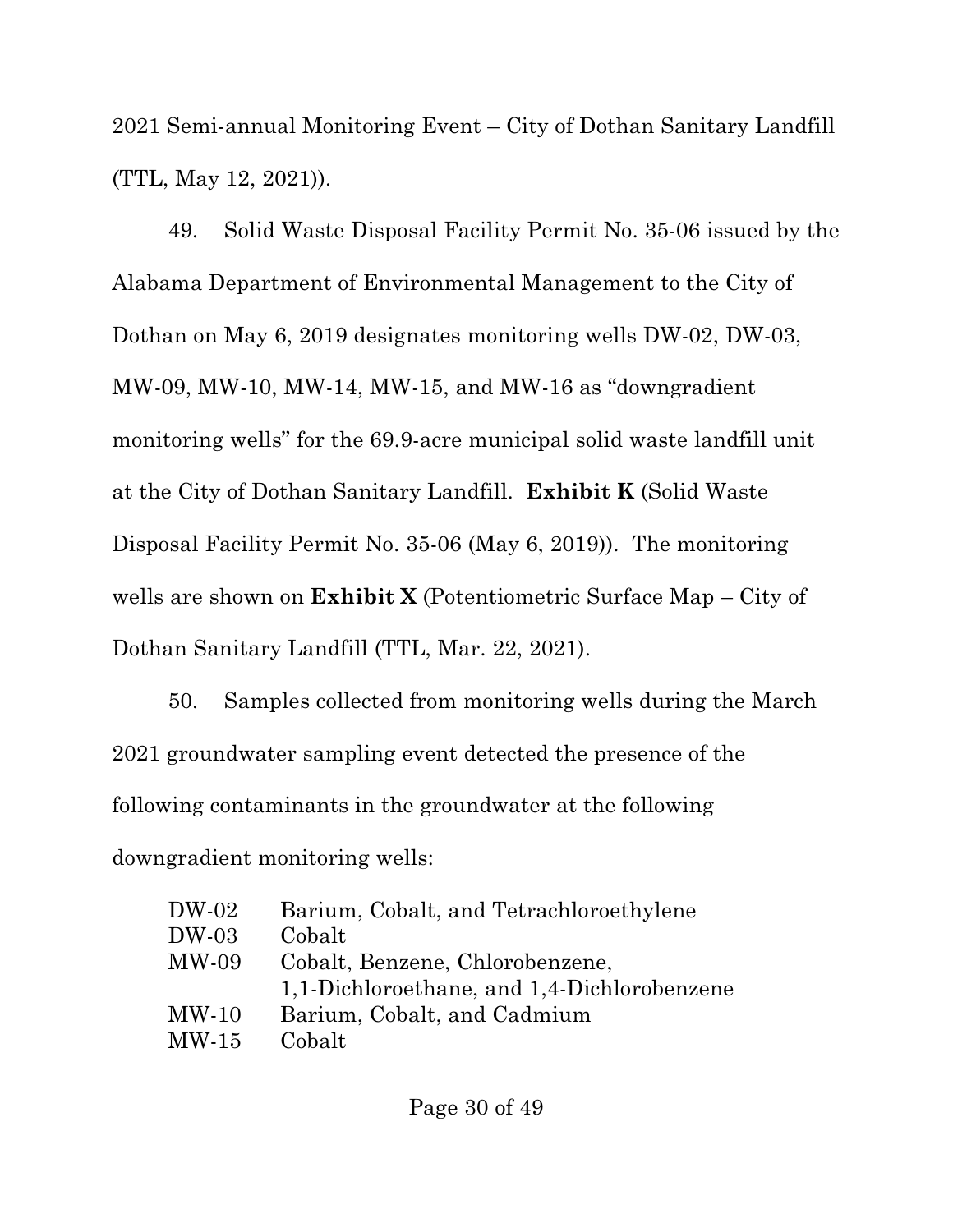2021 Semi-annual Monitoring Event – City of Dothan Sanitary Landfill (TTL, May 12, 2021)).

49. Solid Waste Disposal Facility Permit No. 35-06 issued by the Alabama Department of Environmental Management to the City of Dothan on May 6, 2019 designates monitoring wells DW-02, DW-03, MW-09, MW-10, MW-14, MW-15, and MW-16 as "downgradient monitoring wells" for the 69.9-acre municipal solid waste landfill unit at the City of Dothan Sanitary Landfill. **Exhibit K** (Solid Waste Disposal Facility Permit No. 35-06 (May 6, 2019)). The monitoring wells are shown on **Exhibit X** (Potentiometric Surface Map – City of Dothan Sanitary Landfill (TTL, Mar. 22, 2021).

50. Samples collected from monitoring wells during the March 2021 groundwater sampling event detected the presence of the following contaminants in the groundwater at the following downgradient monitoring wells:

| | |
|---|---|
| DW-02 | Barium, Cobalt, and Tetrachloroethylene |
| DW-03 | Cobalt |
| MW-09 | Cobalt, Benzene, Chlorobenzene, 1,1-Dichloroethane, and 1,4-Dichlorobenzene |
| MW-10 | Barium, Cobalt, and Cadmium |
| MW-15 | Cobalt |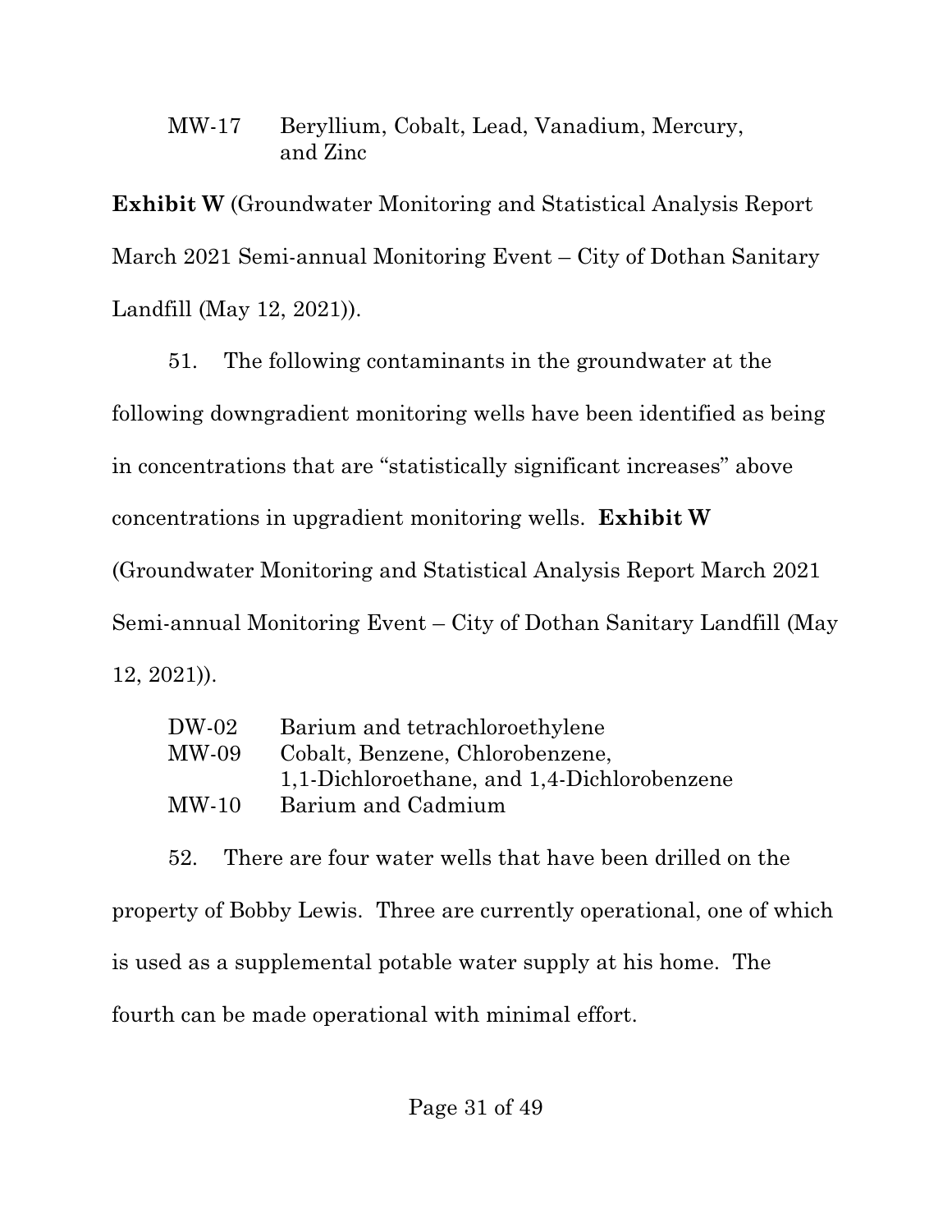| | |
|---|---|
| MW-17 | Beryllium, Cobalt, Lead, Vanadium, Mercury, and Zinc |

**Exhibit W** (Groundwater Monitoring and Statistical Analysis Report March 2021 Semi-annual Monitoring Event – City of Dothan Sanitary Landfill (May 12, 2021)).

51. The following contaminants in the groundwater at the following downgradient monitoring wells have been identified as being in concentrations that are "statistically significant increases" above concentrations in upgradient monitoring wells. **Exhibit W** (Groundwater Monitoring and Statistical Analysis Report March 2021 Semi-annual Monitoring Event – City of Dothan Sanitary Landfill (May 12, 2021)).

| | |
|---|---|
| DW-02 | Barium and tetrachloroethylene |
| MW-09 | Cobalt, Benzene, Chlorobenzene, 1,1-Dichloroethane, and 1,4-Dichlorobenzene |
| MW-10 | Barium and Cadmium |

52. There are four water wells that have been drilled on the property of Bobby Lewis. Three are currently operational, one of which is used as a supplemental potable water supply at his home. The fourth can be made operational with minimal effort.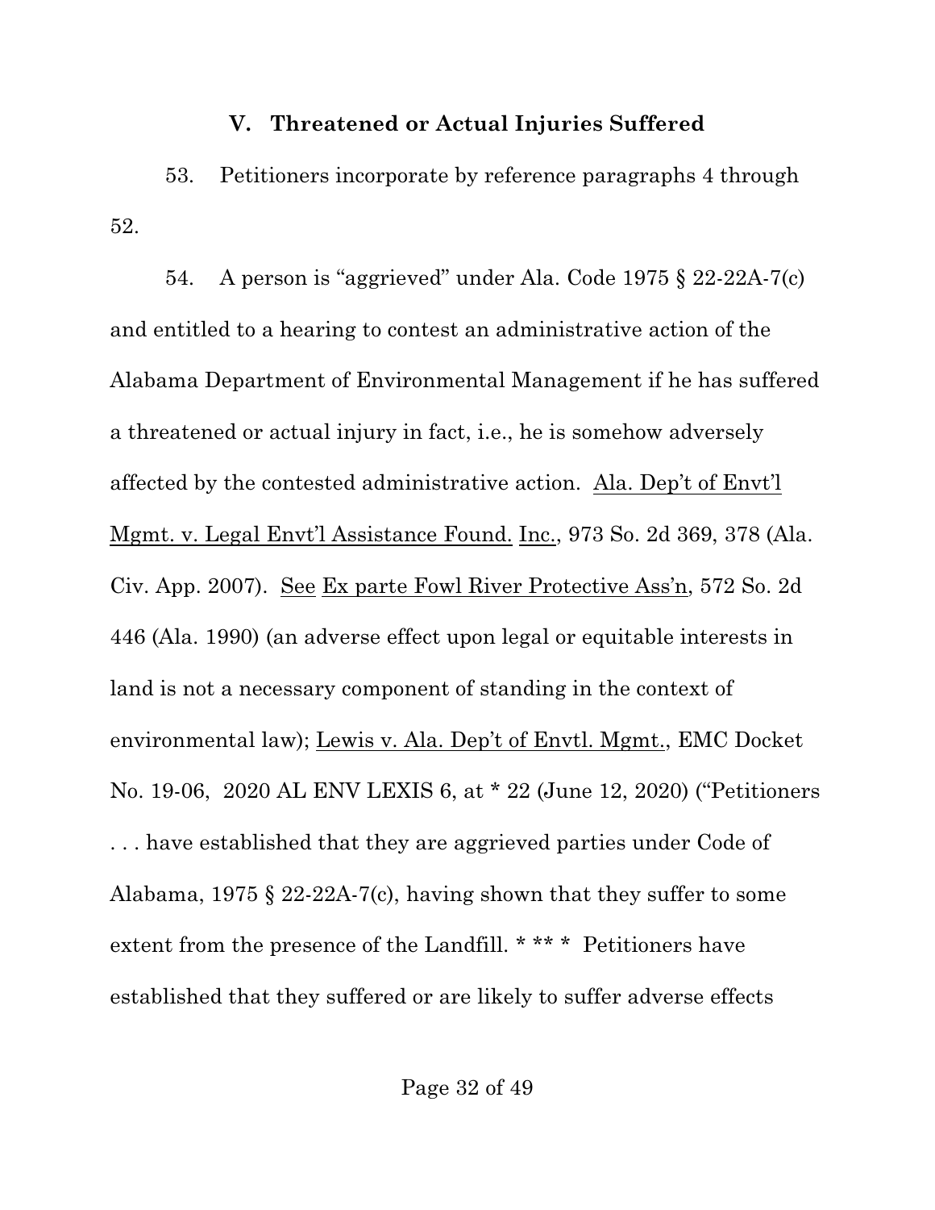## V. Threatened or Actual Injuries Suffered

53. Petitioners incorporate by reference paragraphs 4 through 52.

54. A person is "aggrieved" under Ala. Code 1975 § 22-22A-7(c) and entitled to a hearing to contest an administrative action of the Alabama Department of Environmental Management if he has suffered a threatened or actual injury in fact, i.e., he is somehow adversely affected by the contested administrative action. Ala. Dep't of Envt'l Mgmt. v. Legal Envt'l Assistance Found. Inc., 973 So. 2d 369, 378 (Ala. Civ. App. 2007). See Ex parte Fowl River Protective Ass'n, 572 So. 2d 446 (Ala. 1990) (an adverse effect upon legal or equitable interests in land is not a necessary component of standing in the context of environmental law); Lewis v. Ala. Dep't of Envtl. Mgmt., EMC Docket No. 19-06, 2020 AL ENV LEXIS 6, at * 22 (June 12, 2020) ("Petitioners . . . have established that they are aggrieved parties under Code of Alabama, 1975 § 22-22A-7(c), having shown that they suffer to some extent from the presence of the Landfill. * ** * Petitioners have established that they suffered or are likely to suffer adverse effects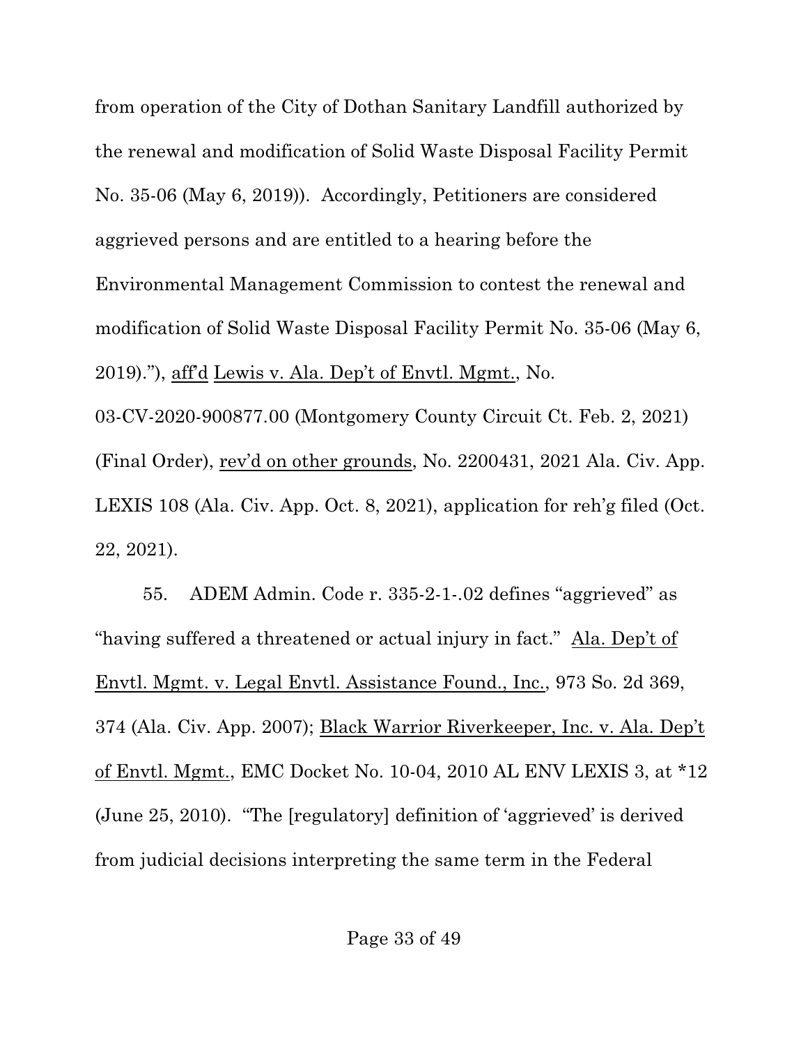from operation of the City of Dothan Sanitary Landfill authorized by the renewal and modification of Solid Waste Disposal Facility Permit No. 35-06 (May 6, 2019)). Accordingly, Petitioners are considered aggrieved persons and are entitled to a hearing before the Environmental Management Commission to contest the renewal and modification of Solid Waste Disposal Facility Permit No. 35-06 (May 6, 2019)."), aff'd Lewis v. Ala. Dep't of Envtl. Mgmt., No. 03-CV-2020-900877.00 (Montgomery County Circuit Ct. Feb. 2, 2021) (Final Order), rev'd on other grounds, No. 2200431, 2021 Ala. Civ. App. LEXIS 108 (Ala. Civ. App. Oct. 8, 2021), application for reh'g filed (Oct. 22, 2021).

55. ADEM Admin. Code r. 335-2-1-.02 defines "aggrieved" as "having suffered a threatened or actual injury in fact." Ala. Dep't of Envtl. Mgmt. v. Legal Envtl. Assistance Found., Inc., 973 So. 2d 369, 374 (Ala. Civ. App. 2007); Black Warrior Riverkeeper, Inc. v. Ala. Dep't of Envtl. Mgmt., EMC Docket No. 10-04, 2010 AL ENV LEXIS 3, at *12 (June 25, 2010). "The [regulatory] definition of 'aggrieved' is derived from judicial decisions interpreting the same term in the Federal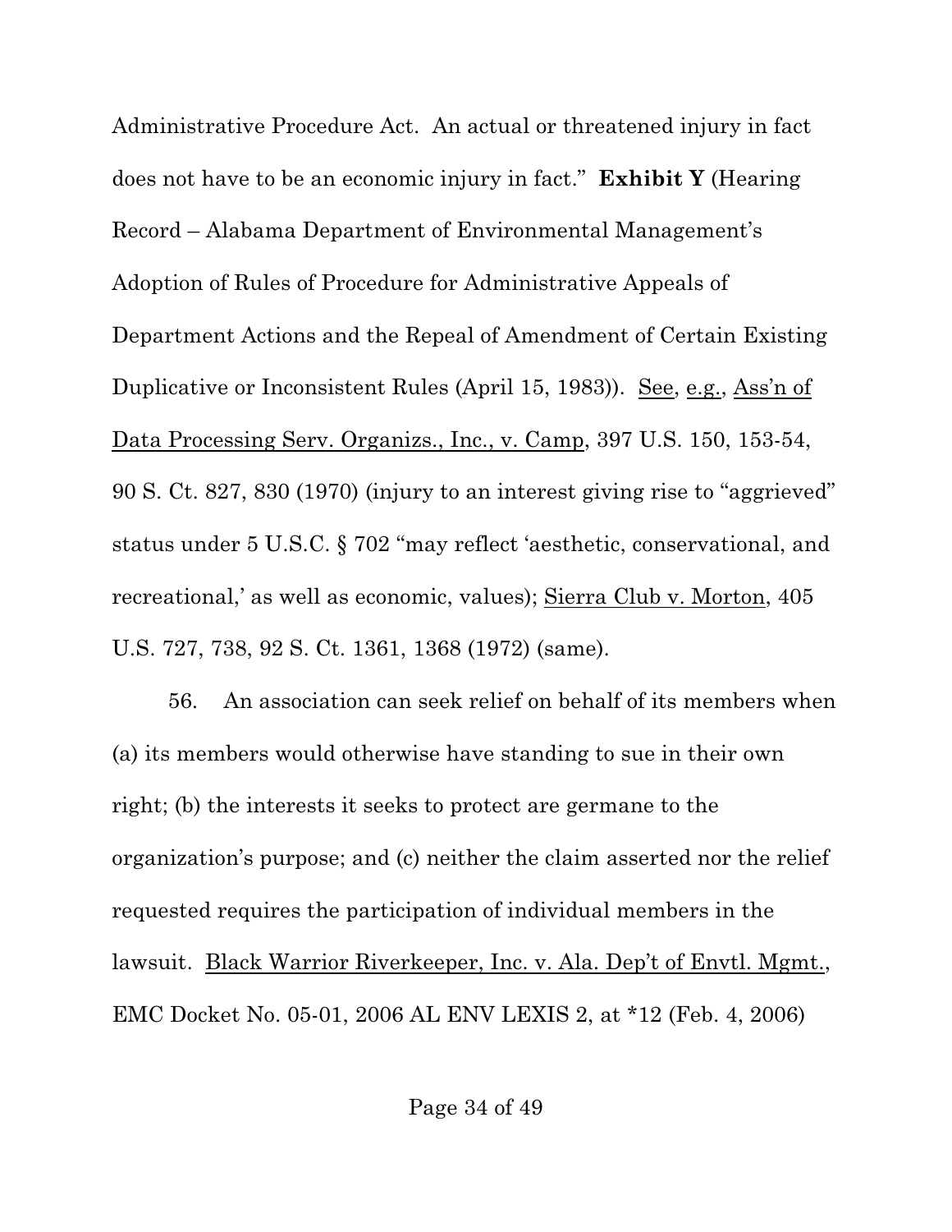Administrative Procedure Act. An actual or threatened injury in fact does not have to be an economic injury in fact." **Exhibit Y** (Hearing Record – Alabama Department of Environmental Management's Adoption of Rules of Procedure for Administrative Appeals of Department Actions and the Repeal of Amendment of Certain Existing Duplicative or Inconsistent Rules (April 15, 1983)). See, e.g., Ass'n of Data Processing Serv. Organizs., Inc., v. Camp, 397 U.S. 150, 153-54, 90 S. Ct. 827, 830 (1970) (injury to an interest giving rise to "aggrieved" status under 5 U.S.C. § 702 "may reflect 'aesthetic, conservational, and recreational,' as well as economic, values); Sierra Club v. Morton, 405 U.S. 727, 738, 92 S. Ct. 1361, 1368 (1972) (same).

56. An association can seek relief on behalf of its members when (a) its members would otherwise have standing to sue in their own right; (b) the interests it seeks to protect are germane to the organization's purpose; and (c) neither the claim asserted nor the relief requested requires the participation of individual members in the lawsuit. Black Warrior Riverkeeper, Inc. v. Ala. Dep't of Envtl. Mgmt., EMC Docket No. 05-01, 2006 AL ENV LEXIS 2, at *12 (Feb. 4, 2006)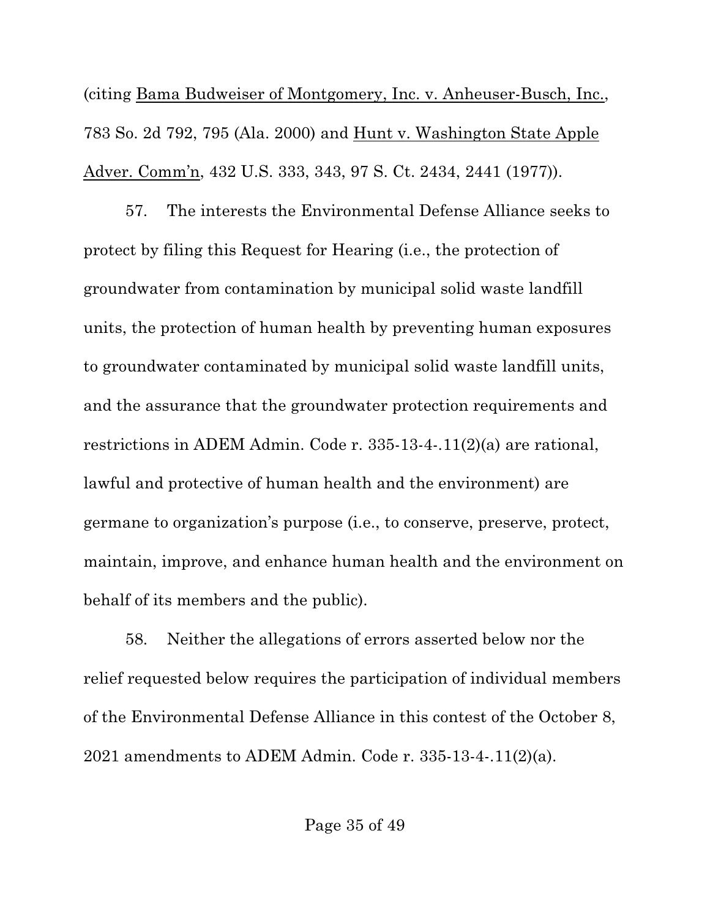(citing Bama Budweiser of Montgomery, Inc. v. Anheuser-Busch, Inc., 783 So. 2d 792, 795 (Ala. 2000) and Hunt v. Washington State Apple Adver. Comm'n, 432 U.S. 333, 343, 97 S. Ct. 2434, 2441 (1977)).

57. The interests the Environmental Defense Alliance seeks to protect by filing this Request for Hearing (i.e., the protection of groundwater from contamination by municipal solid waste landfill units, the protection of human health by preventing human exposures to groundwater contaminated by municipal solid waste landfill units, and the assurance that the groundwater protection requirements and restrictions in ADEM Admin. Code r. 335-13-4-.11(2)(a) are rational, lawful and protective of human health and the environment) are germane to organization's purpose (i.e., to conserve, preserve, protect, maintain, improve, and enhance human health and the environment on behalf of its members and the public).

58. Neither the allegations of errors asserted below nor the relief requested below requires the participation of individual members of the Environmental Defense Alliance in this contest of the October 8, 2021 amendments to ADEM Admin. Code r. 335-13-4-.11(2)(a).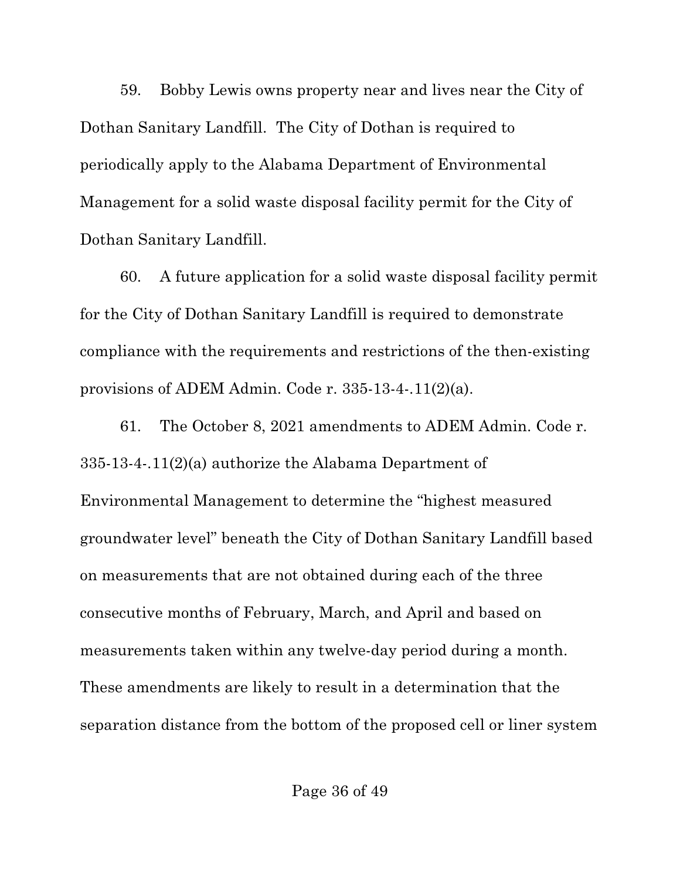59. Bobby Lewis owns property near and lives near the City of Dothan Sanitary Landfill. The City of Dothan is required to periodically apply to the Alabama Department of Environmental Management for a solid waste disposal facility permit for the City of Dothan Sanitary Landfill.

60. A future application for a solid waste disposal facility permit for the City of Dothan Sanitary Landfill is required to demonstrate compliance with the requirements and restrictions of the then-existing provisions of ADEM Admin. Code r. 335-13-4-.11(2)(a).

61. The October 8, 2021 amendments to ADEM Admin. Code r. 335-13-4-.11(2)(a) authorize the Alabama Department of Environmental Management to determine the "highest measured groundwater level" beneath the City of Dothan Sanitary Landfill based on measurements that are not obtained during each of the three consecutive months of February, March, and April and based on measurements taken within any twelve-day period during a month. These amendments are likely to result in a determination that the separation distance from the bottom of the proposed cell or liner system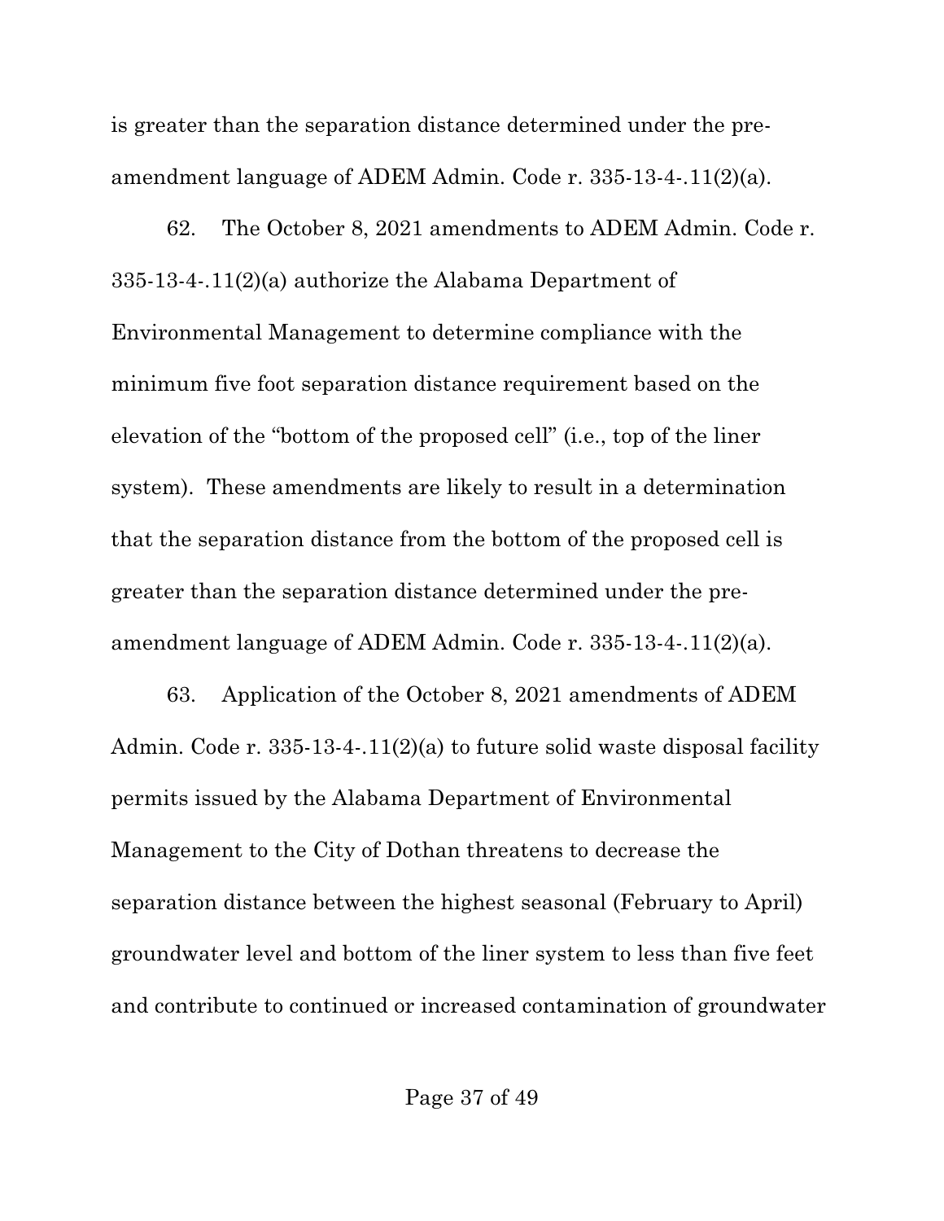is greater than the separation distance determined under the pre-amendment language of ADEM Admin. Code r. 335-13-4-.11(2)(a).

62. The October 8, 2021 amendments to ADEM Admin. Code r. 335-13-4-.11(2)(a) authorize the Alabama Department of Environmental Management to determine compliance with the minimum five foot separation distance requirement based on the elevation of the "bottom of the proposed cell" (i.e., top of the liner system). These amendments are likely to result in a determination that the separation distance from the bottom of the proposed cell is greater than the separation distance determined under the pre-amendment language of ADEM Admin. Code r. 335-13-4-.11(2)(a).

63. Application of the October 8, 2021 amendments of ADEM Admin. Code r. 335-13-4-.11(2)(a) to future solid waste disposal facility permits issued by the Alabama Department of Environmental Management to the City of Dothan threatens to decrease the separation distance between the highest seasonal (February to April) groundwater level and bottom of the liner system to less than five feet and contribute to continued or increased contamination of groundwater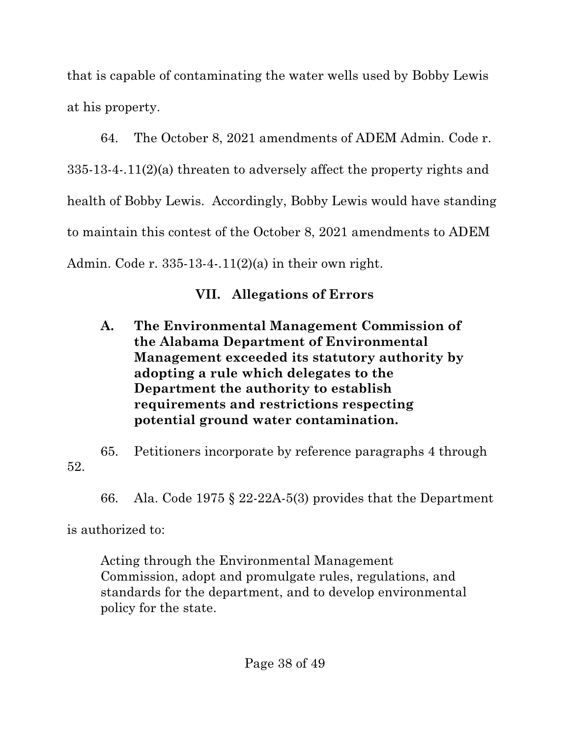that is capable of contaminating the water wells used by Bobby Lewis at his property.

64. The October 8, 2021 amendments of ADEM Admin. Code r. 335-13-4-.11(2)(a) threaten to adversely affect the property rights and health of Bobby Lewis. Accordingly, Bobby Lewis would have standing to maintain this contest of the October 8, 2021 amendments to ADEM Admin. Code r. 335-13-4-.11(2)(a) in their own right.

## VII. Allegations of Errors

### A. The Environmental Management Commission of the Alabama Department of Environmental Management exceeded its statutory authority by adopting a rule which delegates to the Department the authority to establish requirements and restrictions respecting potential ground water contamination.

65. Petitioners incorporate by reference paragraphs 4 through 52.

66. Ala. Code 1975 § 22-22A-5(3) provides that the Department is authorized to:

> Acting through the Environmental Management Commission, adopt and promulgate rules, regulations, and standards for the department, and to develop environmental policy for the state.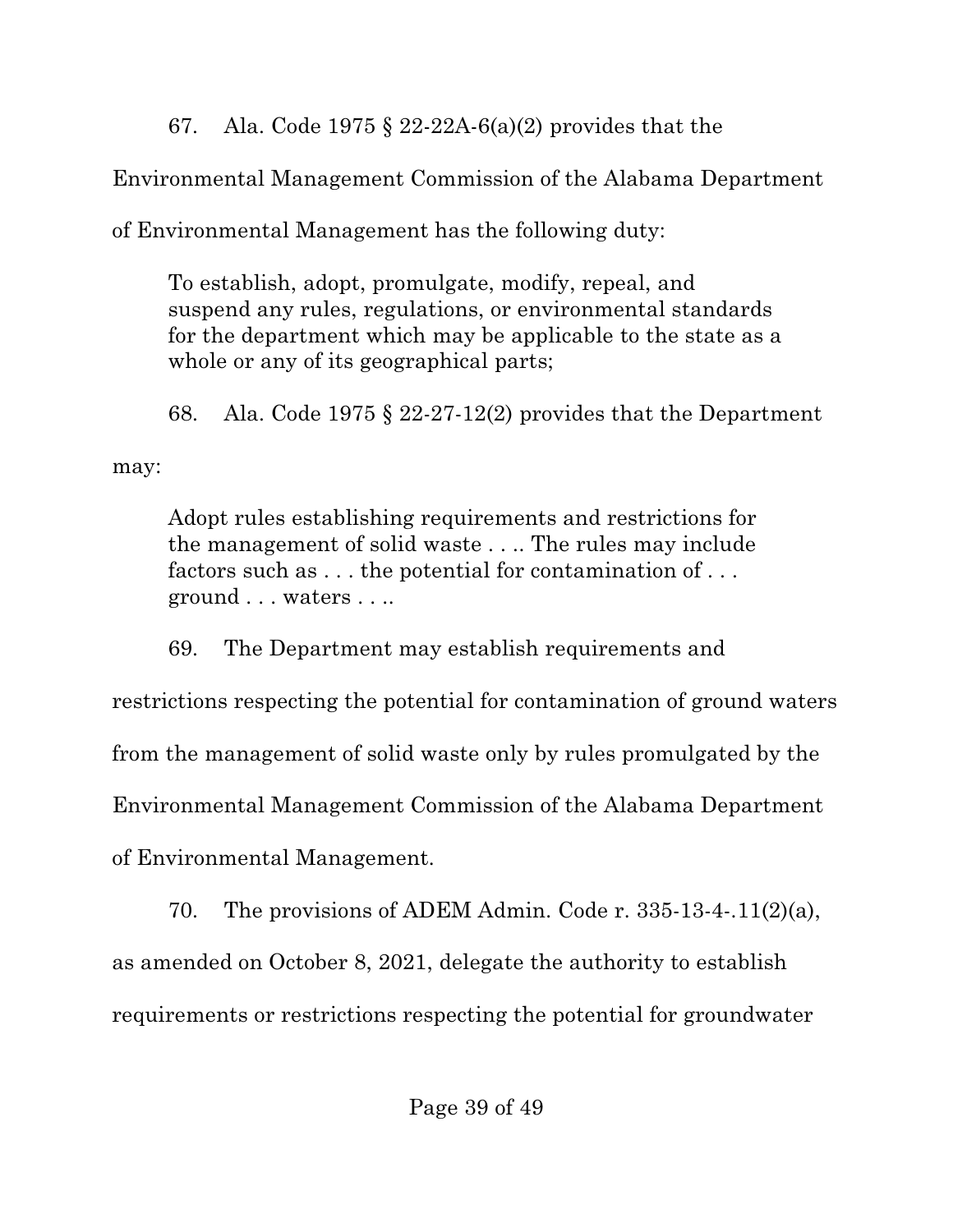67. Ala. Code 1975 § 22-22A-6(a)(2) provides that the Environmental Management Commission of the Alabama Department of Environmental Management has the following duty:

> To establish, adopt, promulgate, modify, repeal, and suspend any rules, regulations, or environmental standards for the department which may be applicable to the state as a whole or any of its geographical parts;

68. Ala. Code 1975 § 22-27-12(2) provides that the Department may:

> Adopt rules establishing requirements and restrictions for the management of solid waste . . .. The rules may include factors such as . . . the potential for contamination of . . . ground . . . waters . . ..

69. The Department may establish requirements and restrictions respecting the potential for contamination of ground waters from the management of solid waste only by rules promulgated by the Environmental Management Commission of the Alabama Department of Environmental Management.

70. The provisions of ADEM Admin. Code r. 335-13-4-.11(2)(a), as amended on October 8, 2021, delegate the authority to establish requirements or restrictions respecting the potential for groundwater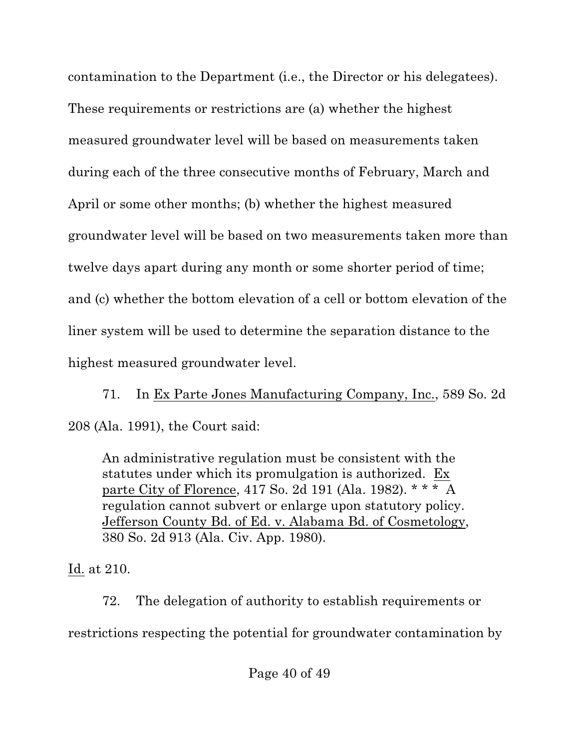contamination to the Department (i.e., the Director or his delegatees). These requirements or restrictions are (a) whether the highest measured groundwater level will be based on measurements taken during each of the three consecutive months of February, March and April or some other months; (b) whether the highest measured groundwater level will be based on two measurements taken more than twelve days apart during any month or some shorter period of time; and (c) whether the bottom elevation of a cell or bottom elevation of the liner system will be used to determine the separation distance to the highest measured groundwater level.

71. In Ex Parte Jones Manufacturing Company, Inc., 589 So. 2d 208 (Ala. 1991), the Court said:

> An administrative regulation must be consistent with the statutes under which its promulgation is authorized. Ex parte City of Florence, 417 So. 2d 191 (Ala. 1982). * * * A regulation cannot subvert or enlarge upon statutory policy. Jefferson County Bd. of Ed. v. Alabama Bd. of Cosmetology, 380 So. 2d 913 (Ala. Civ. App. 1980).

Id. at 210.

72. The delegation of authority to establish requirements or restrictions respecting the potential for groundwater contamination by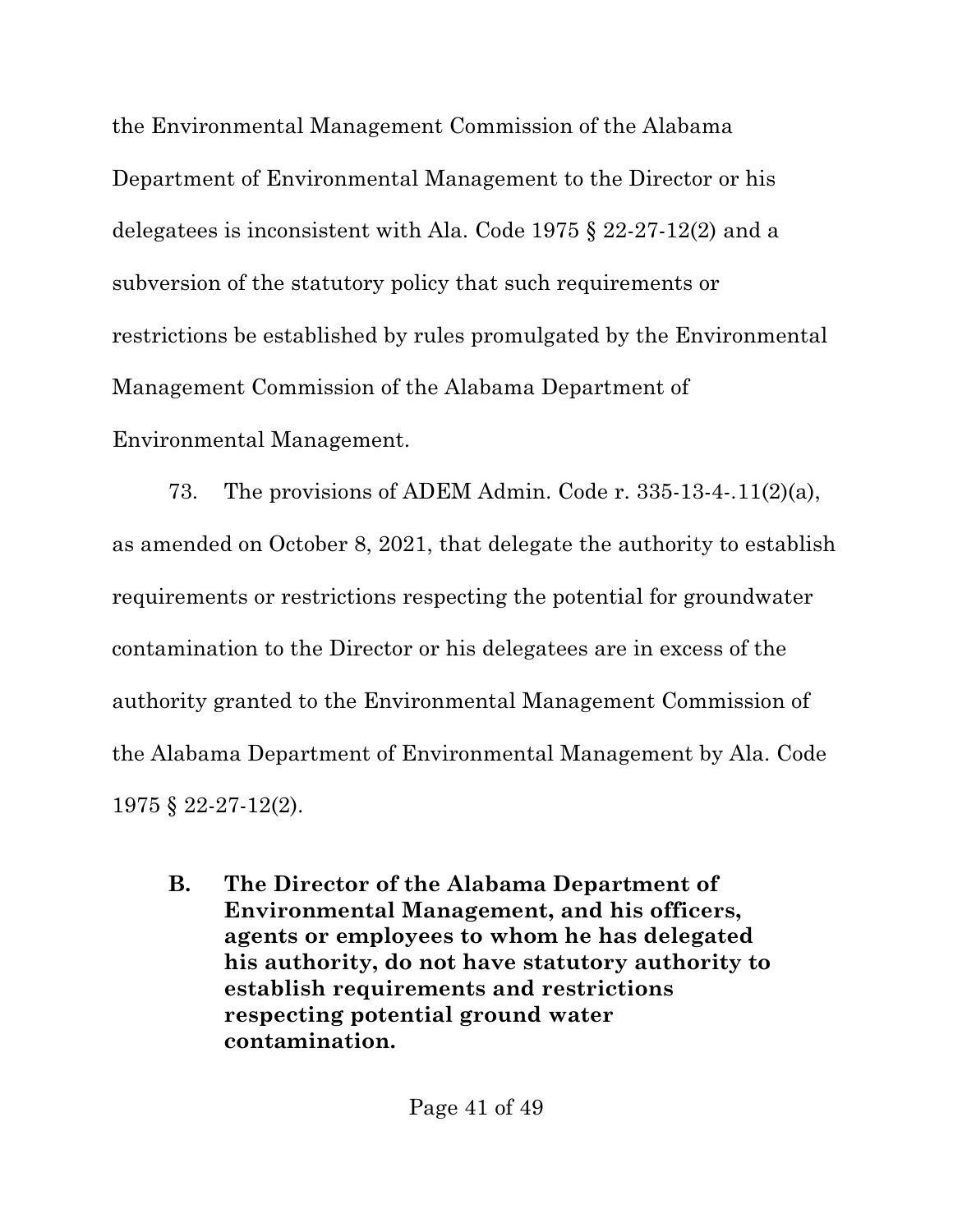the Environmental Management Commission of the Alabama Department of Environmental Management to the Director or his delegatees is inconsistent with Ala. Code 1975 § 22-27-12(2) and a subversion of the statutory policy that such requirements or restrictions be established by rules promulgated by the Environmental Management Commission of the Alabama Department of Environmental Management.

73. The provisions of ADEM Admin. Code r. 335-13-4-.11(2)(a), as amended on October 8, 2021, that delegate the authority to establish requirements or restrictions respecting the potential for groundwater contamination to the Director or his delegatees are in excess of the authority granted to the Environmental Management Commission of the Alabama Department of Environmental Management by Ala. Code 1975 § 22-27-12(2).

### B. The Director of the Alabama Department of Environmental Management, and his officers, agents or employees to whom he has delegated his authority, do not have statutory authority to establish requirements and restrictions respecting potential ground water contamination.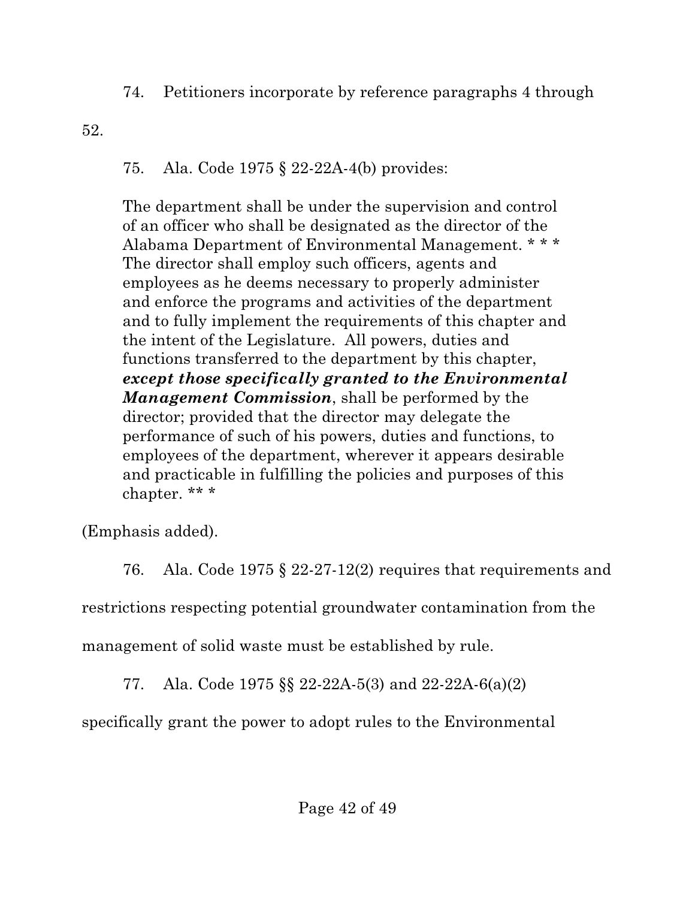74. Petitioners incorporate by reference paragraphs 4 through 52.

75. Ala. Code 1975 § 22-22A-4(b) provides:

> The department shall be under the supervision and control of an officer who shall be designated as the director of the Alabama Department of Environmental Management. * * * The director shall employ such officers, agents and employees as he deems necessary to properly administer and enforce the programs and activities of the department and to fully implement the requirements of this chapter and the intent of the Legislature. All powers, duties and functions transferred to the department by this chapter, ***except those specifically granted to the Environmental Management Commission***, shall be performed by the director; provided that the director may delegate the performance of such of his powers, duties and functions, to employees of the department, wherever it appears desirable and practicable in fulfilling the policies and purposes of this chapter. ** *

(Emphasis added).

76. Ala. Code 1975 § 22-27-12(2) requires that requirements and restrictions respecting potential groundwater contamination from the management of solid waste must be established by rule.

77. Ala. Code 1975 §§ 22-22A-5(3) and 22-22A-6(a)(2) specifically grant the power to adopt rules to the Environmental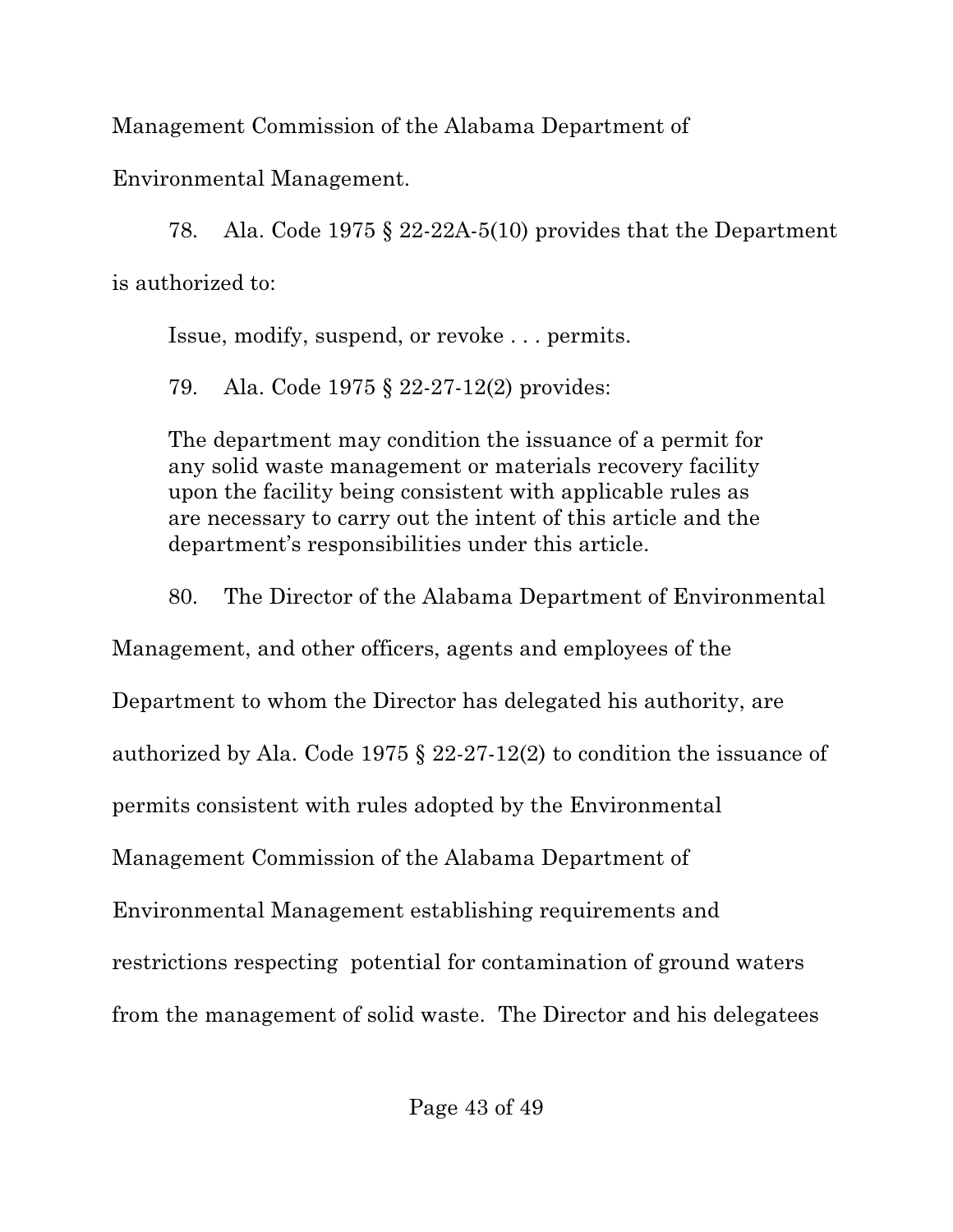Management Commission of the Alabama Department of Environmental Management.

78. Ala. Code 1975 § 22-22A-5(10) provides that the Department is authorized to:

> Issue, modify, suspend, or revoke . . . permits.

79. Ala. Code 1975 § 22-27-12(2) provides:

> The department may condition the issuance of a permit for any solid waste management or materials recovery facility upon the facility being consistent with applicable rules as are necessary to carry out the intent of this article and the department's responsibilities under this article.

80. The Director of the Alabama Department of Environmental Management, and other officers, agents and employees of the Department to whom the Director has delegated his authority, are authorized by Ala. Code 1975 § 22-27-12(2) to condition the issuance of permits consistent with rules adopted by the Environmental Management Commission of the Alabama Department of Environmental Management establishing requirements and restrictions respecting potential for contamination of ground waters from the management of solid waste. The Director and his delegatees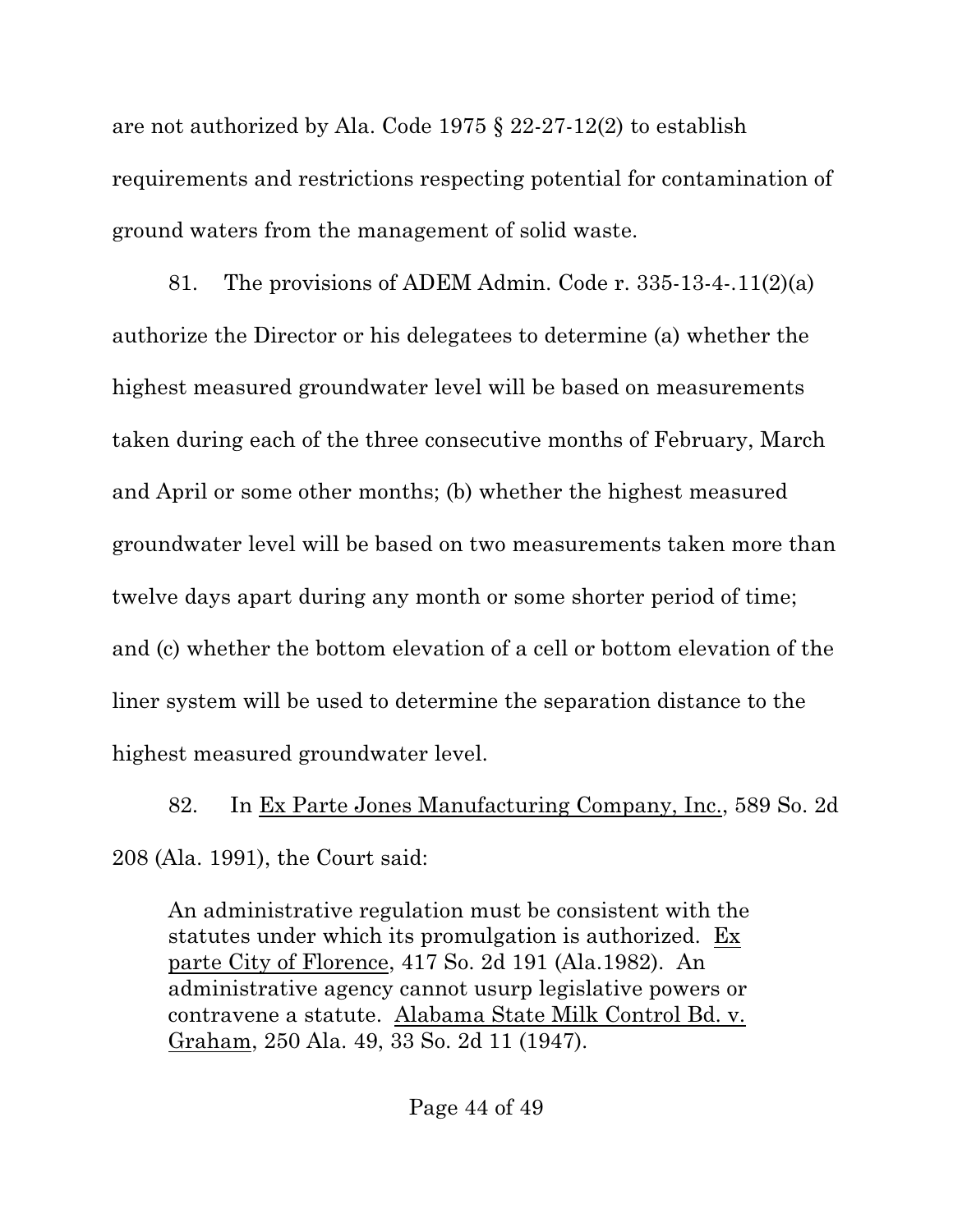are not authorized by Ala. Code 1975 § 22-27-12(2) to establish requirements and restrictions respecting potential for contamination of ground waters from the management of solid waste.

81. The provisions of ADEM Admin. Code r. 335-13-4-.11(2)(a) authorize the Director or his delegatees to determine (a) whether the highest measured groundwater level will be based on measurements taken during each of the three consecutive months of February, March and April or some other months; (b) whether the highest measured groundwater level will be based on two measurements taken more than twelve days apart during any month or some shorter period of time; and (c) whether the bottom elevation of a cell or bottom elevation of the liner system will be used to determine the separation distance to the highest measured groundwater level.

82. In Ex Parte Jones Manufacturing Company, Inc., 589 So. 2d 208 (Ala. 1991), the Court said:

> An administrative regulation must be consistent with the statutes under which its promulgation is authorized. Ex parte City of Florence, 417 So. 2d 191 (Ala.1982). An administrative agency cannot usurp legislative powers or contravene a statute. Alabama State Milk Control Bd. v. Graham, 250 Ala. 49, 33 So. 2d 11 (1947).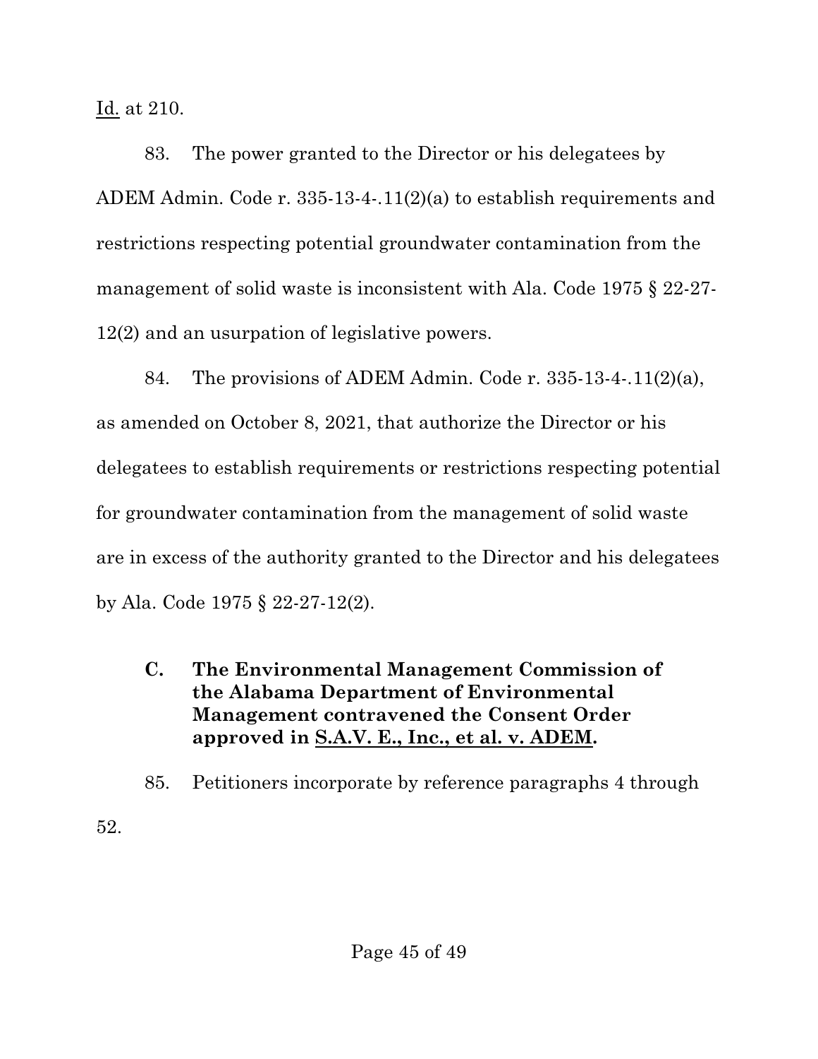Id. at 210.

83. The power granted to the Director or his delegatees by ADEM Admin. Code r. 335-13-4-.11(2)(a) to establish requirements and restrictions respecting potential groundwater contamination from the management of solid waste is inconsistent with Ala. Code 1975 § 22-27-12(2) and an usurpation of legislative powers.

84. The provisions of ADEM Admin. Code r. 335-13-4-.11(2)(a), as amended on October 8, 2021, that authorize the Director or his delegatees to establish requirements or restrictions respecting potential for groundwater contamination from the management of solid waste are in excess of the authority granted to the Director and his delegatees by Ala. Code 1975 § 22-27-12(2).

### C. The Environmental Management Commission of the Alabama Department of Environmental Management contravened the Consent Order approved in S.A.V. E., Inc., et al. v. ADEM.

85. Petitioners incorporate by reference paragraphs 4 through 52.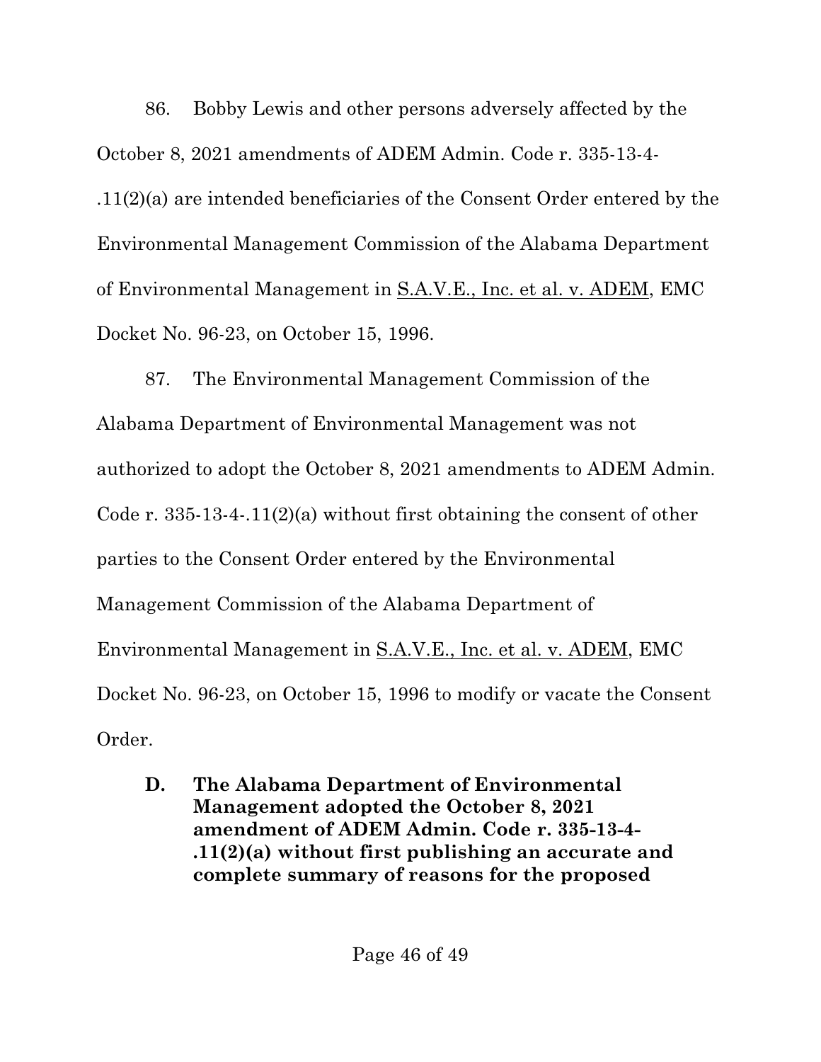86. Bobby Lewis and other persons adversely affected by the October 8, 2021 amendments of ADEM Admin. Code r. 335-13-4-.11(2)(a) are intended beneficiaries of the Consent Order entered by the Environmental Management Commission of the Alabama Department of Environmental Management in <u>S.A.V.E., Inc. et al. v. ADEM</u>, EMC Docket No. 96-23, on October 15, 1996.

87. The Environmental Management Commission of the Alabama Department of Environmental Management was not authorized to adopt the October 8, 2021 amendments to ADEM Admin. Code r. 335-13-4-.11(2)(a) without first obtaining the consent of other parties to the Consent Order entered by the Environmental Management Commission of the Alabama Department of Environmental Management in <u>S.A.V.E., Inc. et al. v. ADEM</u>, EMC Docket No. 96-23, on October 15, 1996 to modify or vacate the Consent Order.

### D. The Alabama Department of Environmental Management adopted the October 8, 2021 amendment of ADEM Admin. Code r. 335-13-4-.11(2)(a) without first publishing an accurate and complete summary of reasons for the proposed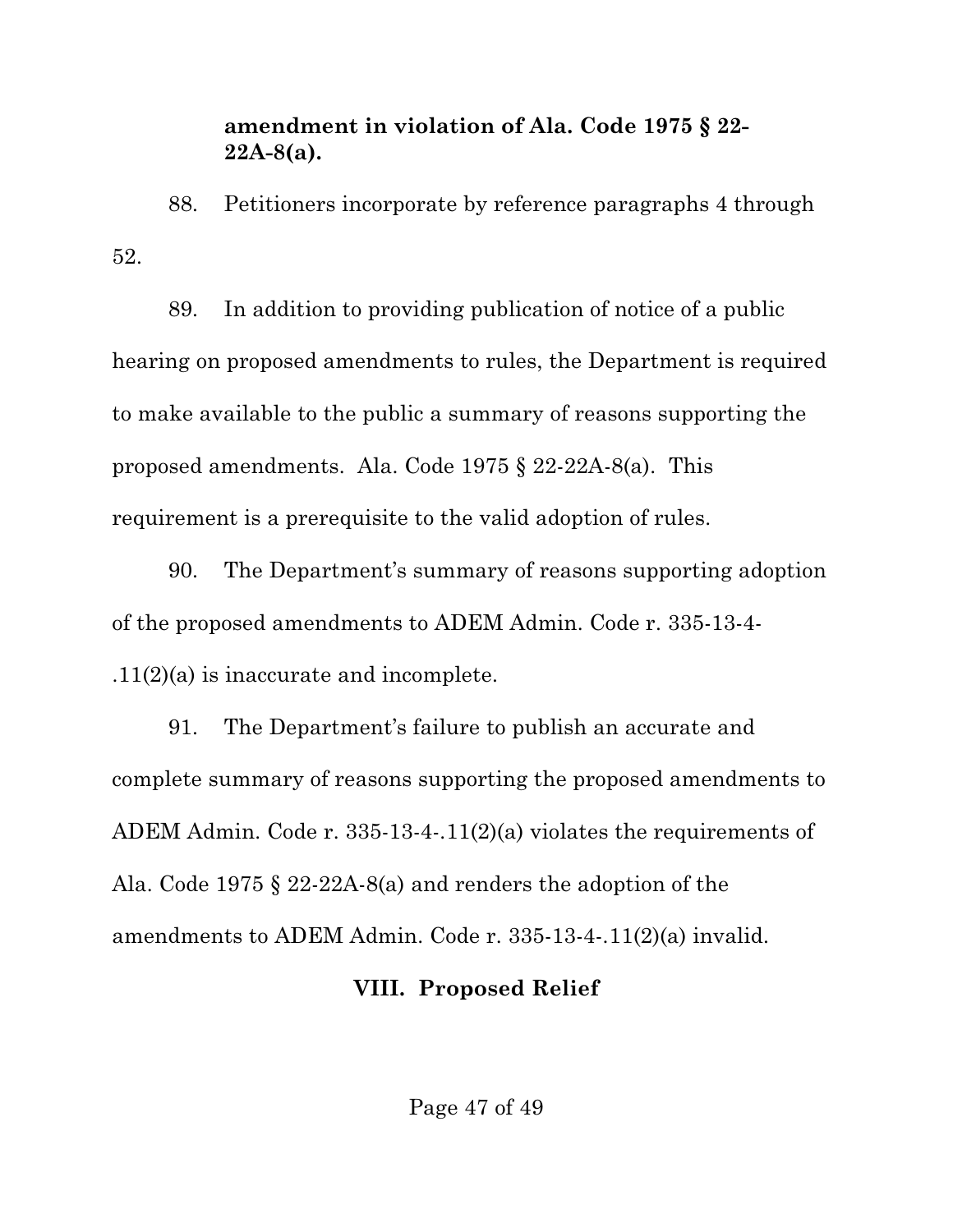**amendment in violation of Ala. Code 1975 § 22-22A-8(a).**

88. Petitioners incorporate by reference paragraphs 4 through 52.

89. In addition to providing publication of notice of a public hearing on proposed amendments to rules, the Department is required to make available to the public a summary of reasons supporting the proposed amendments. Ala. Code 1975 § 22-22A-8(a). This requirement is a prerequisite to the valid adoption of rules.

90. The Department's summary of reasons supporting adoption of the proposed amendments to ADEM Admin. Code r. 335-13-4-.11(2)(a) is inaccurate and incomplete.

91. The Department's failure to publish an accurate and complete summary of reasons supporting the proposed amendments to ADEM Admin. Code r. 335-13-4-.11(2)(a) violates the requirements of Ala. Code 1975 § 22-22A-8(a) and renders the adoption of the amendments to ADEM Admin. Code r. 335-13-4-.11(2)(a) invalid.

## VIII. Proposed Relief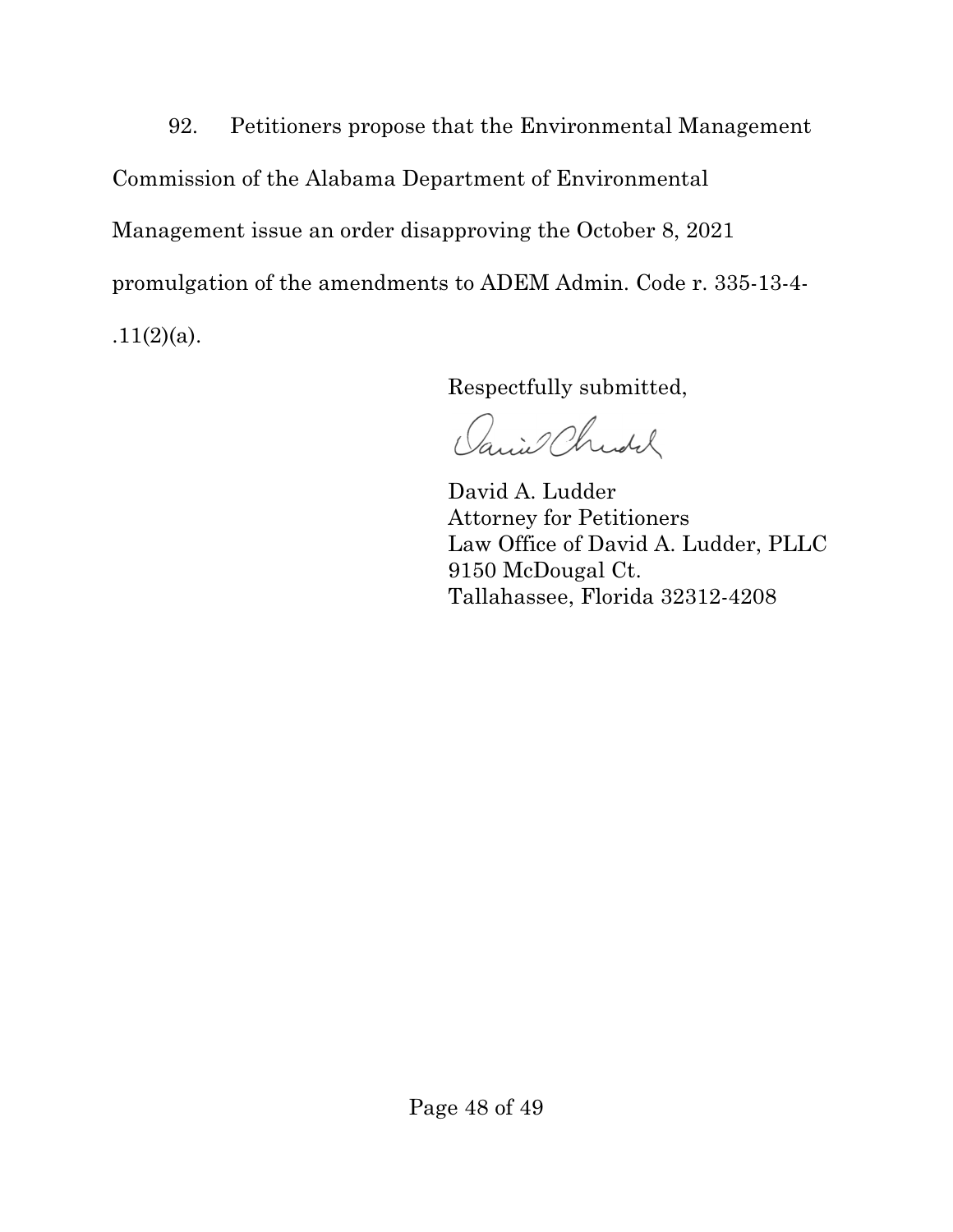92. Petitioners propose that the Environmental Management Commission of the Alabama Department of Environmental Management issue an order disapproving the October 8, 2021 promulgation of the amendments to ADEM Admin. Code r. 335-13-4-.11(2)(a).

Respectfully submitted,

David A. Ludder
Attorney for Petitioners
Law Office of David A. Ludder, PLLC
9150 McDougal Ct.
Tallahassee, Florida 32312-4208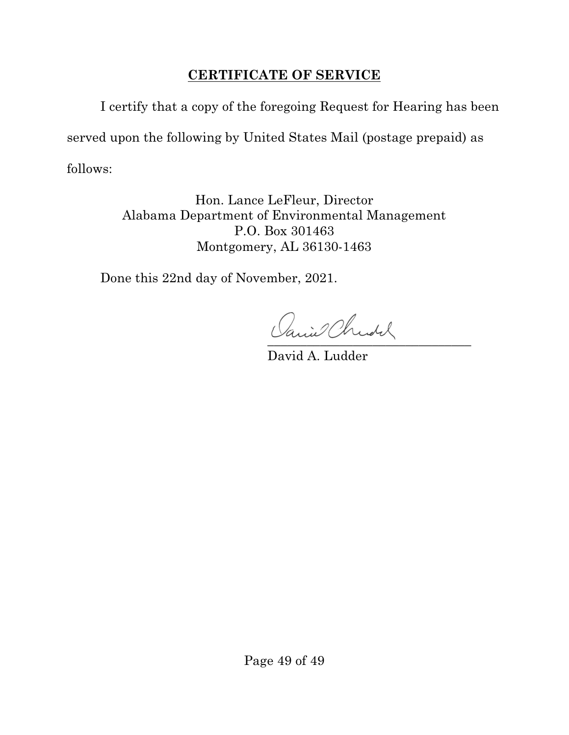## CERTIFICATE OF SERVICE

I certify that a copy of the foregoing Request for Hearing has been served upon the following by United States Mail (postage prepaid) as follows:

Hon. Lance LeFleur, Director
Alabama Department of Environmental Management
P.O. Box 301463
Montgomery, AL 36130-1463

Done this 22nd day of November, 2021.

_______________________________
David A. Ludder